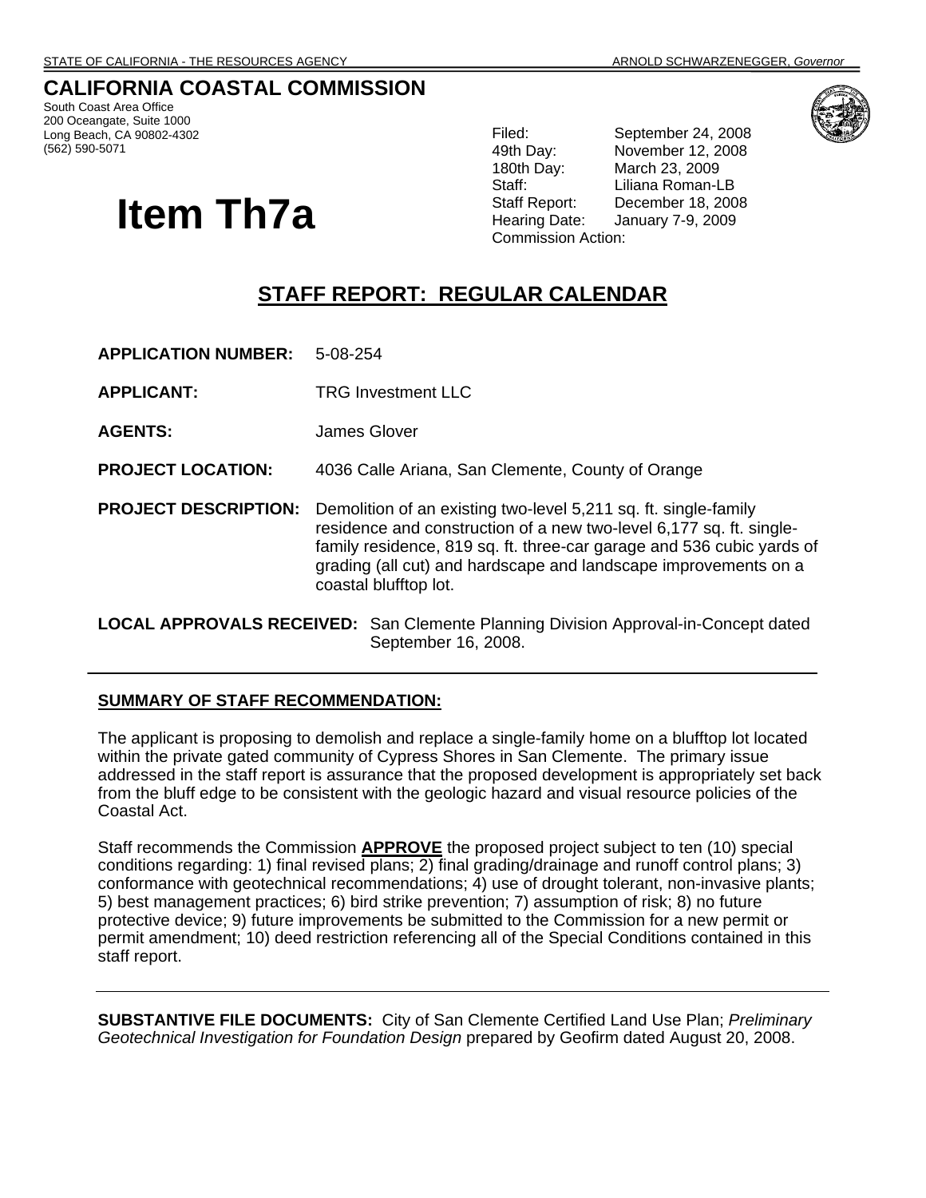STATE OF CALIFORNIA - THE RESOURCES AGENCY ARNOLD SCHWARZENEGGER, *Governor*

## CALIFORNIA COASTAL COMMISSION

South Coast Area Office
200 Oceangate, Suite 1000
Long Beach, CA 90802-4302
(562) 590-5071

| | |
|---|---|
| Filed: | September 24, 2008 |
| 49th Day: | November 12, 2008 |
| 180th Day: | March 23, 2009 |
| Staff: | Liliana Roman-LB |
| Staff Report: | December 18, 2008 |
| Hearing Date: | January 7-9, 2009 |
| Commission Action: | |

# Item Th7a

## STAFF REPORT: REGULAR CALENDAR

**APPLICATION NUMBER:** 5-08-254

**APPLICANT:** TRG Investment LLC

**AGENTS:** James Glover

**PROJECT LOCATION:** 4036 Calle Ariana, San Clemente, County of Orange

**PROJECT DESCRIPTION:** Demolition of an existing two-level 5,211 sq. ft. single-family residence and construction of a new two-level 6,177 sq. ft. single-family residence, 819 sq. ft. three-car garage and 536 cubic yards of grading (all cut) and hardscape and landscape improvements on a coastal blufftop lot.

**LOCAL APPROVALS RECEIVED:** San Clemente Planning Division Approval-in-Concept dated September 16, 2008.

---

**SUMMARY OF STAFF RECOMMENDATION:**

The applicant is proposing to demolish and replace a single-family home on a blufftop lot located within the private gated community of Cypress Shores in San Clemente. The primary issue addressed in the staff report is assurance that the proposed development is appropriately set back from the bluff edge to be consistent with the geologic hazard and visual resource policies of the Coastal Act.

Staff recommends the Commission **APPROVE** the proposed project subject to ten (10) special conditions regarding: 1) final revised plans; 2) final grading/drainage and runoff control plans; 3) conformance with geotechnical recommendations; 4) use of drought tolerant, non-invasive plants; 5) best management practices; 6) bird strike prevention; 7) assumption of risk; 8) no future protective device; 9) future improvements be submitted to the Commission for a new permit or permit amendment; 10) deed restriction referencing all of the Special Conditions contained in this staff report.

---

**SUBSTANTIVE FILE DOCUMENTS:** City of San Clemente Certified Land Use Plan; *Preliminary Geotechnical Investigation for Foundation Design* prepared by Geofirm dated August 20, 2008.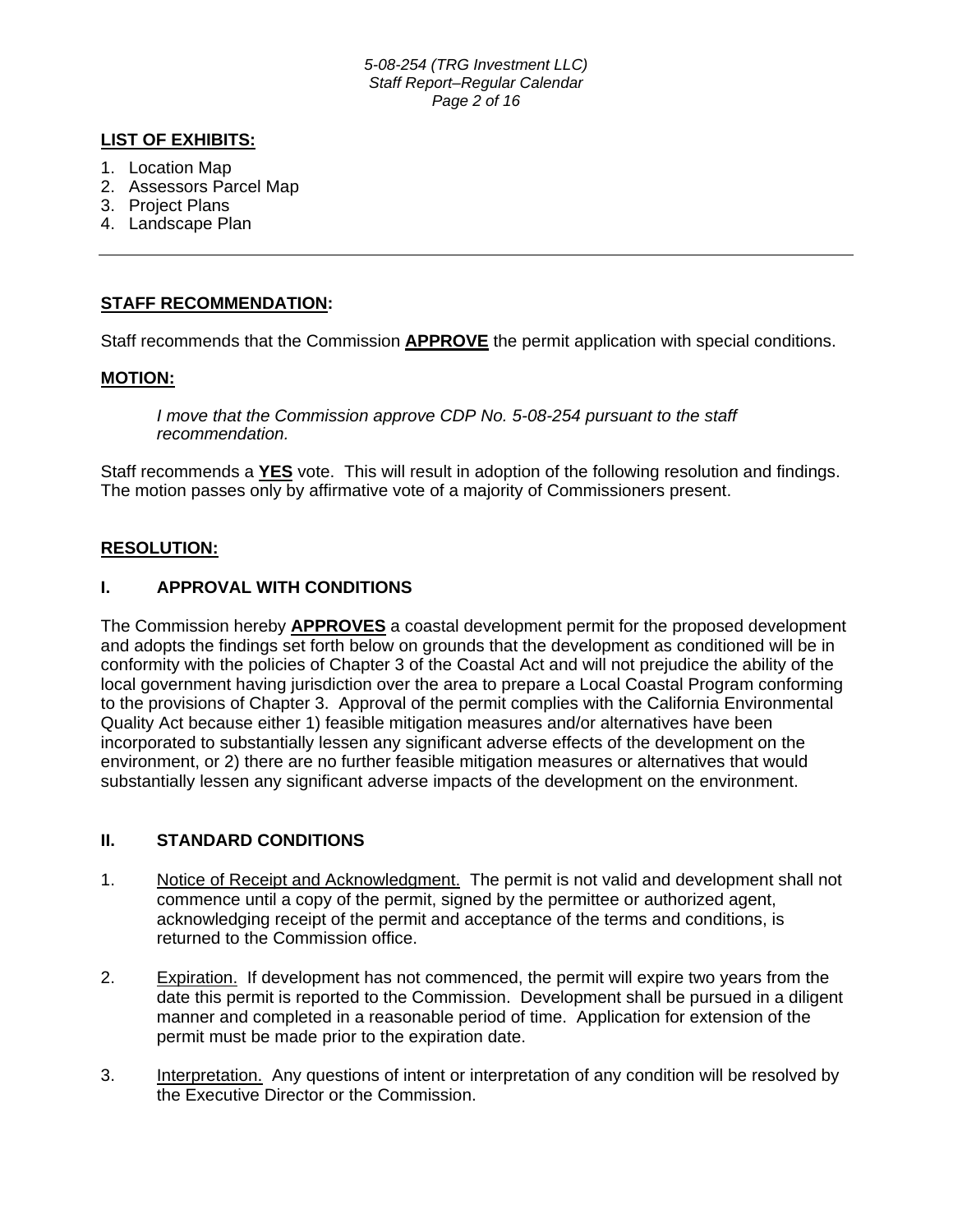## LIST OF EXHIBITS:

1. Location Map
2. Assessors Parcel Map
3. Project Plans
4. Landscape Plan

---

## STAFF RECOMMENDATION:

Staff recommends that the Commission **APPROVE** the permit application with special conditions.

## MOTION:

*I move that the Commission approve CDP No. 5-08-254 pursuant to the staff recommendation.*

Staff recommends a **YES** vote. This will result in adoption of the following resolution and findings. The motion passes only by affirmative vote of a majority of Commissioners present.

## RESOLUTION:

### I. APPROVAL WITH CONDITIONS

The Commission hereby **APPROVES** a coastal development permit for the proposed development and adopts the findings set forth below on grounds that the development as conditioned will be in conformity with the policies of Chapter 3 of the Coastal Act and will not prejudice the ability of the local government having jurisdiction over the area to prepare a Local Coastal Program conforming to the provisions of Chapter 3. Approval of the permit complies with the California Environmental Quality Act because either 1) feasible mitigation measures and/or alternatives have been incorporated to substantially lessen any significant adverse effects of the development on the environment, or 2) there are no further feasible mitigation measures or alternatives that would substantially lessen any significant adverse impacts of the development on the environment.

### II. STANDARD CONDITIONS

1. Notice of Receipt and Acknowledgment. The permit is not valid and development shall not commence until a copy of the permit, signed by the permittee or authorized agent, acknowledging receipt of the permit and acceptance of the terms and conditions, is returned to the Commission office.

2. Expiration. If development has not commenced, the permit will expire two years from the date this permit is reported to the Commission. Development shall be pursued in a diligent manner and completed in a reasonable period of time. Application for extension of the permit must be made prior to the expiration date.

3. Interpretation. Any questions of intent or interpretation of any condition will be resolved by the Executive Director or the Commission.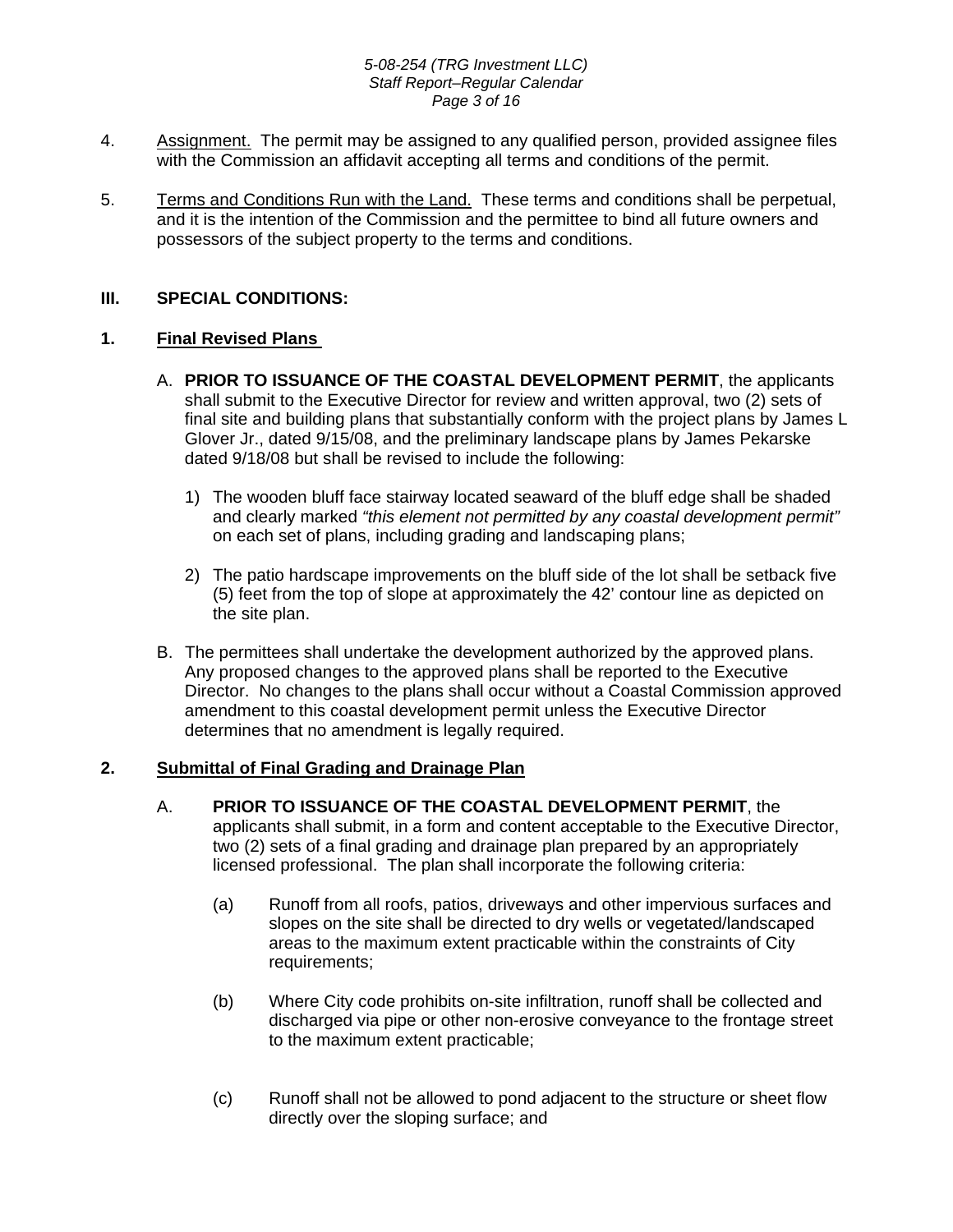4. Assignment. The permit may be assigned to any qualified person, provided assignee files with the Commission an affidavit accepting all terms and conditions of the permit.

5. Terms and Conditions Run with the Land. These terms and conditions shall be perpetual, and it is the intention of the Commission and the permittee to bind all future owners and possessors of the subject property to the terms and conditions.

## III. SPECIAL CONDITIONS:

### 1. Final Revised Plans

A. **PRIOR TO ISSUANCE OF THE COASTAL DEVELOPMENT PERMIT**, the applicants shall submit to the Executive Director for review and written approval, two (2) sets of final site and building plans that substantially conform with the project plans by James L Glover Jr., dated 9/15/08, and the preliminary landscape plans by James Pekarske dated 9/18/08 but shall be revised to include the following:

   1) The wooden bluff face stairway located seaward of the bluff edge shall be shaded and clearly marked *"this element not permitted by any coastal development permit"* on each set of plans, including grading and landscaping plans;

   2) The patio hardscape improvements on the bluff side of the lot shall be setback five (5) feet from the top of slope at approximately the 42' contour line as depicted on the site plan.

B. The permittees shall undertake the development authorized by the approved plans. Any proposed changes to the approved plans shall be reported to the Executive Director. No changes to the plans shall occur without a Coastal Commission approved amendment to this coastal development permit unless the Executive Director determines that no amendment is legally required.

### 2. Submittal of Final Grading and Drainage Plan

A. **PRIOR TO ISSUANCE OF THE COASTAL DEVELOPMENT PERMIT**, the applicants shall submit, in a form and content acceptable to the Executive Director, two (2) sets of a final grading and drainage plan prepared by an appropriately licensed professional. The plan shall incorporate the following criteria:

   (a) Runoff from all roofs, patios, driveways and other impervious surfaces and slopes on the site shall be directed to dry wells or vegetated/landscaped areas to the maximum extent practicable within the constraints of City requirements;

   (b) Where City code prohibits on-site infiltration, runoff shall be collected and discharged via pipe or other non-erosive conveyance to the frontage street to the maximum extent practicable;

   (c) Runoff shall not be allowed to pond adjacent to the structure or sheet flow directly over the sloping surface; and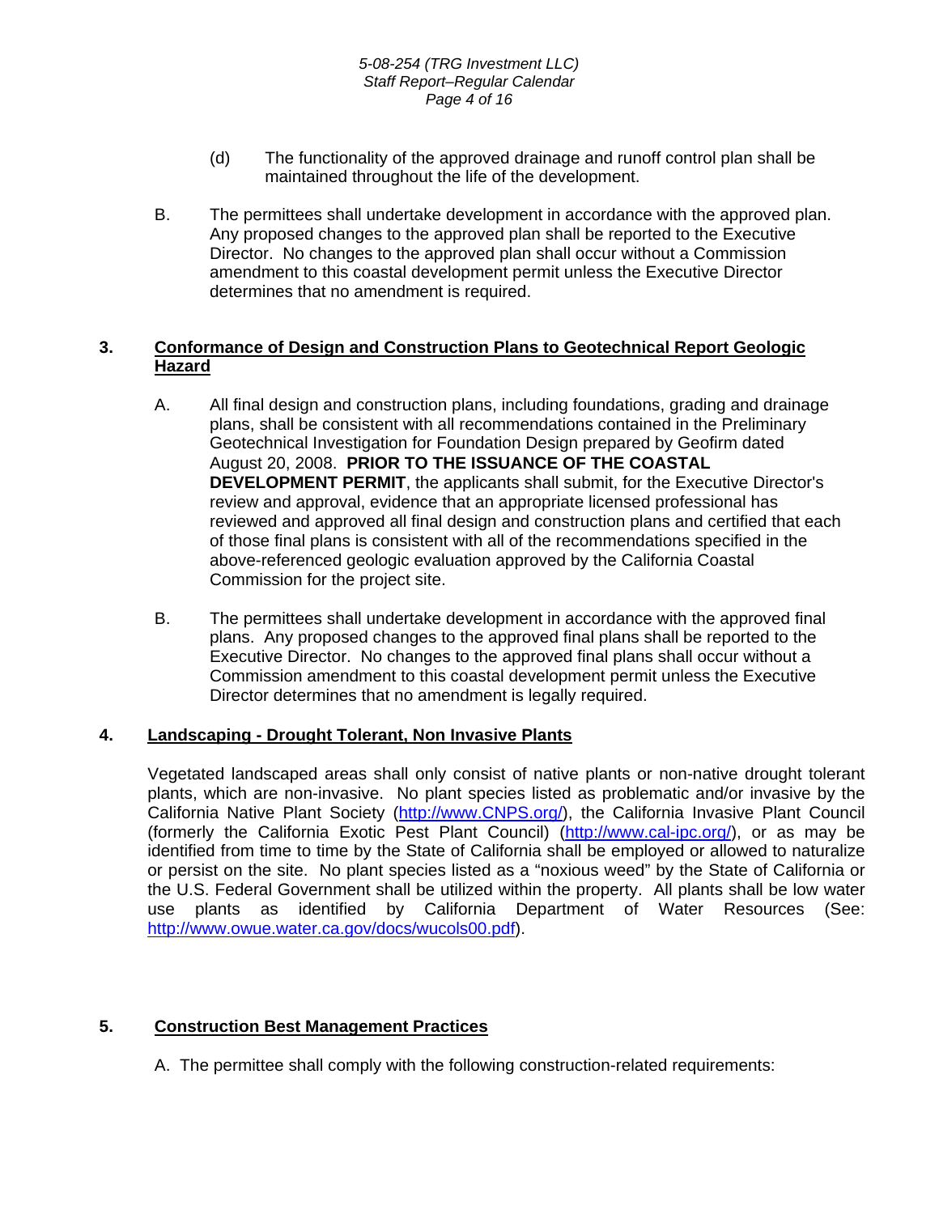(d) The functionality of the approved drainage and runoff control plan shall be maintained throughout the life of the development.

B. The permittees shall undertake development in accordance with the approved plan. Any proposed changes to the approved plan shall be reported to the Executive Director. No changes to the approved plan shall occur without a Commission amendment to this coastal development permit unless the Executive Director determines that no amendment is required.

### 3. Conformance of Design and Construction Plans to Geotechnical Report Geologic Hazard

A. All final design and construction plans, including foundations, grading and drainage plans, shall be consistent with all recommendations contained in the Preliminary Geotechnical Investigation for Foundation Design prepared by Geofirm dated August 20, 2008. **PRIOR TO THE ISSUANCE OF THE COASTAL DEVELOPMENT PERMIT**, the applicants shall submit, for the Executive Director's review and approval, evidence that an appropriate licensed professional has reviewed and approved all final design and construction plans and certified that each of those final plans is consistent with all of the recommendations specified in the above-referenced geologic evaluation approved by the California Coastal Commission for the project site.

B. The permittees shall undertake development in accordance with the approved final plans. Any proposed changes to the approved final plans shall be reported to the Executive Director. No changes to the approved final plans shall occur without a Commission amendment to this coastal development permit unless the Executive Director determines that no amendment is legally required.

### 4. Landscaping - Drought Tolerant, Non Invasive Plants

Vegetated landscaped areas shall only consist of native plants or non-native drought tolerant plants, which are non-invasive. No plant species listed as problematic and/or invasive by the California Native Plant Society (http://www.CNPS.org/), the California Invasive Plant Council (formerly the California Exotic Pest Plant Council) (http://www.cal-ipc.org/), or as may be identified from time to time by the State of California shall be employed or allowed to naturalize or persist on the site. No plant species listed as a "noxious weed" by the State of California or the U.S. Federal Government shall be utilized within the property. All plants shall be low water use plants as identified by California Department of Water Resources (See: http://www.owue.water.ca.gov/docs/wucols00.pdf).

### 5. Construction Best Management Practices

A. The permittee shall comply with the following construction-related requirements: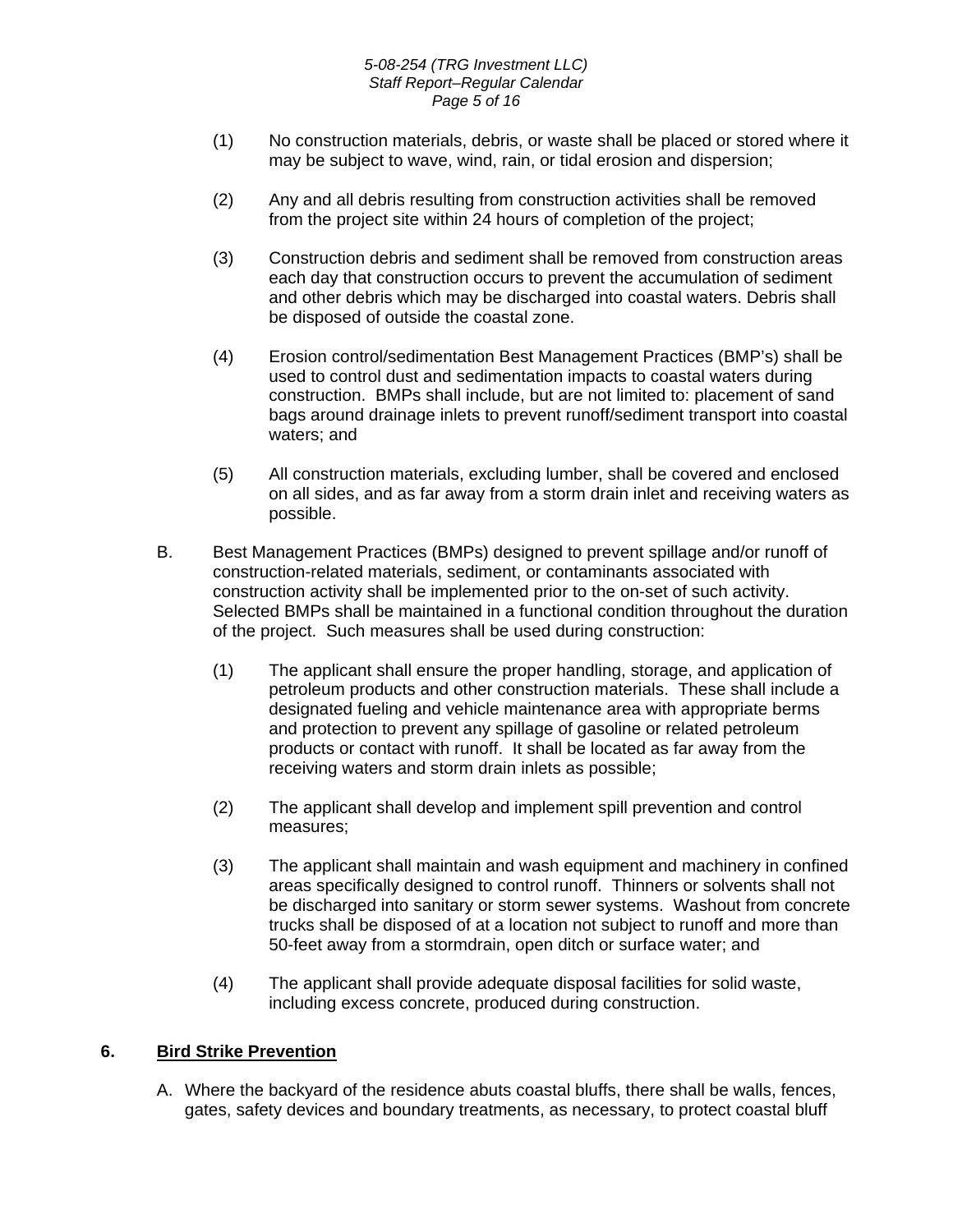(1) No construction materials, debris, or waste shall be placed or stored where it may be subject to wave, wind, rain, or tidal erosion and dispersion;

(2) Any and all debris resulting from construction activities shall be removed from the project site within 24 hours of completion of the project;

(3) Construction debris and sediment shall be removed from construction areas each day that construction occurs to prevent the accumulation of sediment and other debris which may be discharged into coastal waters. Debris shall be disposed of outside the coastal zone.

(4) Erosion control/sedimentation Best Management Practices (BMP's) shall be used to control dust and sedimentation impacts to coastal waters during construction. BMPs shall include, but are not limited to: placement of sand bags around drainage inlets to prevent runoff/sediment transport into coastal waters; and

(5) All construction materials, excluding lumber, shall be covered and enclosed on all sides, and as far away from a storm drain inlet and receiving waters as possible.

B. Best Management Practices (BMPs) designed to prevent spillage and/or runoff of construction-related materials, sediment, or contaminants associated with construction activity shall be implemented prior to the on-set of such activity. Selected BMPs shall be maintained in a functional condition throughout the duration of the project. Such measures shall be used during construction:

(1) The applicant shall ensure the proper handling, storage, and application of petroleum products and other construction materials. These shall include a designated fueling and vehicle maintenance area with appropriate berms and protection to prevent any spillage of gasoline or related petroleum products or contact with runoff. It shall be located as far away from the receiving waters and storm drain inlets as possible;

(2) The applicant shall develop and implement spill prevention and control measures;

(3) The applicant shall maintain and wash equipment and machinery in confined areas specifically designed to control runoff. Thinners or solvents shall not be discharged into sanitary or storm sewer systems. Washout from concrete trucks shall be disposed of at a location not subject to runoff and more than 50-feet away from a stormdrain, open ditch or surface water; and

(4) The applicant shall provide adequate disposal facilities for solid waste, including excess concrete, produced during construction.

## 6. Bird Strike Prevention

A. Where the backyard of the residence abuts coastal bluffs, there shall be walls, fences, gates, safety devices and boundary treatments, as necessary, to protect coastal bluff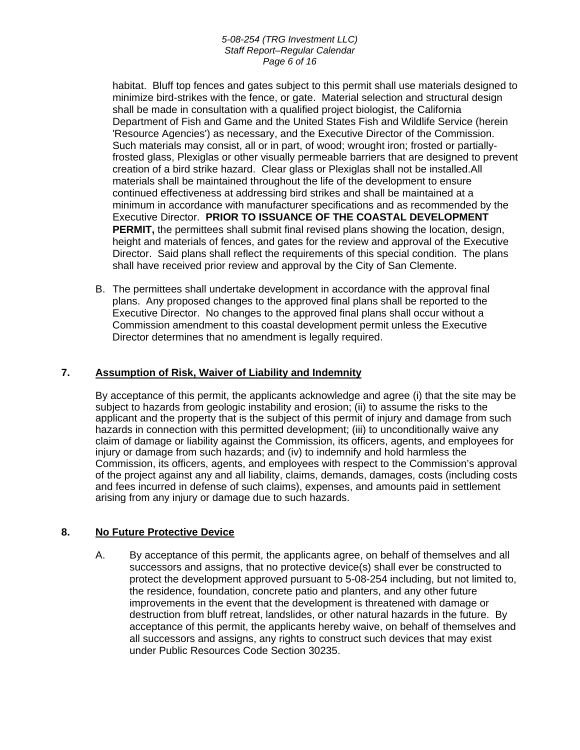habitat. Bluff top fences and gates subject to this permit shall use materials designed to minimize bird-strikes with the fence, or gate. Material selection and structural design shall be made in consultation with a qualified project biologist, the California Department of Fish and Game and the United States Fish and Wildlife Service (herein 'Resource Agencies') as necessary, and the Executive Director of the Commission. Such materials may consist, all or in part, of wood; wrought iron; frosted or partially-frosted glass, Plexiglas or other visually permeable barriers that are designed to prevent creation of a bird strike hazard. Clear glass or Plexiglas shall not be installed.All materials shall be maintained throughout the life of the development to ensure continued effectiveness at addressing bird strikes and shall be maintained at a minimum in accordance with manufacturer specifications and as recommended by the Executive Director. **PRIOR TO ISSUANCE OF THE COASTAL DEVELOPMENT PERMIT,** the permittees shall submit final revised plans showing the location, design, height and materials of fences, and gates for the review and approval of the Executive Director. Said plans shall reflect the requirements of this special condition. The plans shall have received prior review and approval by the City of San Clemente.

B. The permittees shall undertake development in accordance with the approval final plans. Any proposed changes to the approved final plans shall be reported to the Executive Director. No changes to the approved final plans shall occur without a Commission amendment to this coastal development permit unless the Executive Director determines that no amendment is legally required.

**7. Assumption of Risk, Waiver of Liability and Indemnity**

By acceptance of this permit, the applicants acknowledge and agree (i) that the site may be subject to hazards from geologic instability and erosion; (ii) to assume the risks to the applicant and the property that is the subject of this permit of injury and damage from such hazards in connection with this permitted development; (iii) to unconditionally waive any claim of damage or liability against the Commission, its officers, agents, and employees for injury or damage from such hazards; and (iv) to indemnify and hold harmless the Commission, its officers, agents, and employees with respect to the Commission's approval of the project against any and all liability, claims, demands, damages, costs (including costs and fees incurred in defense of such claims), expenses, and amounts paid in settlement arising from any injury or damage due to such hazards.

**8. No Future Protective Device**

A. By acceptance of this permit, the applicants agree, on behalf of themselves and all successors and assigns, that no protective device(s) shall ever be constructed to protect the development approved pursuant to 5-08-254 including, but not limited to, the residence, foundation, concrete patio and planters, and any other future improvements in the event that the development is threatened with damage or destruction from bluff retreat, landslides, or other natural hazards in the future. By acceptance of this permit, the applicants hereby waive, on behalf of themselves and all successors and assigns, any rights to construct such devices that may exist under Public Resources Code Section 30235.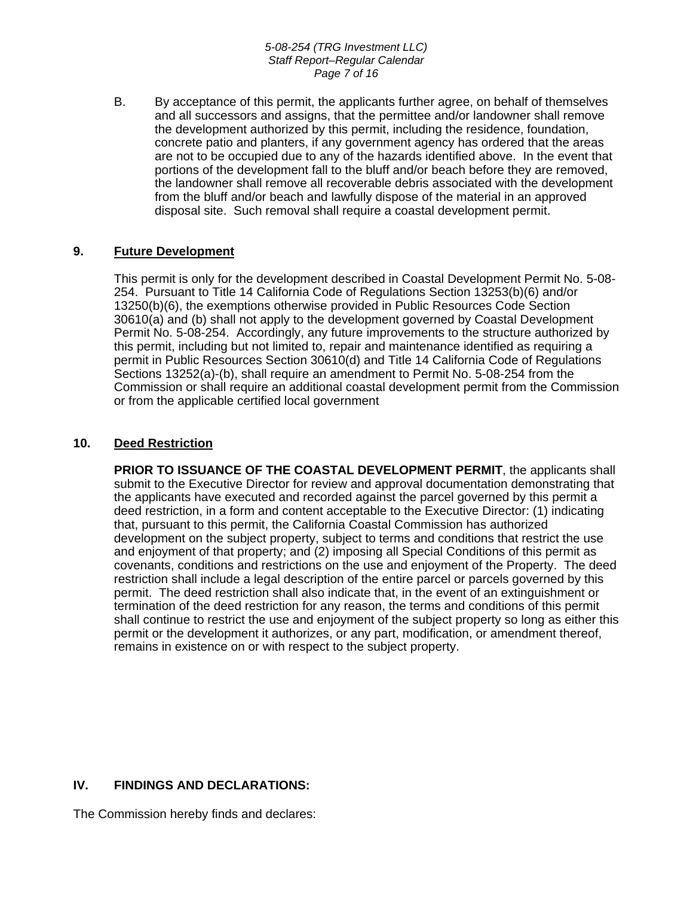B. By acceptance of this permit, the applicants further agree, on behalf of themselves and all successors and assigns, that the permittee and/or landowner shall remove the development authorized by this permit, including the residence, foundation, concrete patio and planters, if any government agency has ordered that the areas are not to be occupied due to any of the hazards identified above. In the event that portions of the development fall to the bluff and/or beach before they are removed, the landowner shall remove all recoverable debris associated with the development from the bluff and/or beach and lawfully dispose of the material in an approved disposal site. Such removal shall require a coastal development permit.

**9. Future Development**

This permit is only for the development described in Coastal Development Permit No. 5-08-254. Pursuant to Title 14 California Code of Regulations Section 13253(b)(6) and/or 13250(b)(6), the exemptions otherwise provided in Public Resources Code Section 30610(a) and (b) shall not apply to the development governed by Coastal Development Permit No. 5-08-254. Accordingly, any future improvements to the structure authorized by this permit, including but not limited to, repair and maintenance identified as requiring a permit in Public Resources Section 30610(d) and Title 14 California Code of Regulations Sections 13252(a)-(b), shall require an amendment to Permit No. 5-08-254 from the Commission or shall require an additional coastal development permit from the Commission or from the applicable certified local government

**10. Deed Restriction**

**PRIOR TO ISSUANCE OF THE COASTAL DEVELOPMENT PERMIT**, the applicants shall submit to the Executive Director for review and approval documentation demonstrating that the applicants have executed and recorded against the parcel governed by this permit a deed restriction, in a form and content acceptable to the Executive Director: (1) indicating that, pursuant to this permit, the California Coastal Commission has authorized development on the subject property, subject to terms and conditions that restrict the use and enjoyment of that property; and (2) imposing all Special Conditions of this permit as covenants, conditions and restrictions on the use and enjoyment of the Property. The deed restriction shall include a legal description of the entire parcel or parcels governed by this permit. The deed restriction shall also indicate that, in the event of an extinguishment or termination of the deed restriction for any reason, the terms and conditions of this permit shall continue to restrict the use and enjoyment of the subject property so long as either this permit or the development it authorizes, or any part, modification, or amendment thereof, remains in existence on or with respect to the subject property.

## IV. FINDINGS AND DECLARATIONS:

The Commission hereby finds and declares: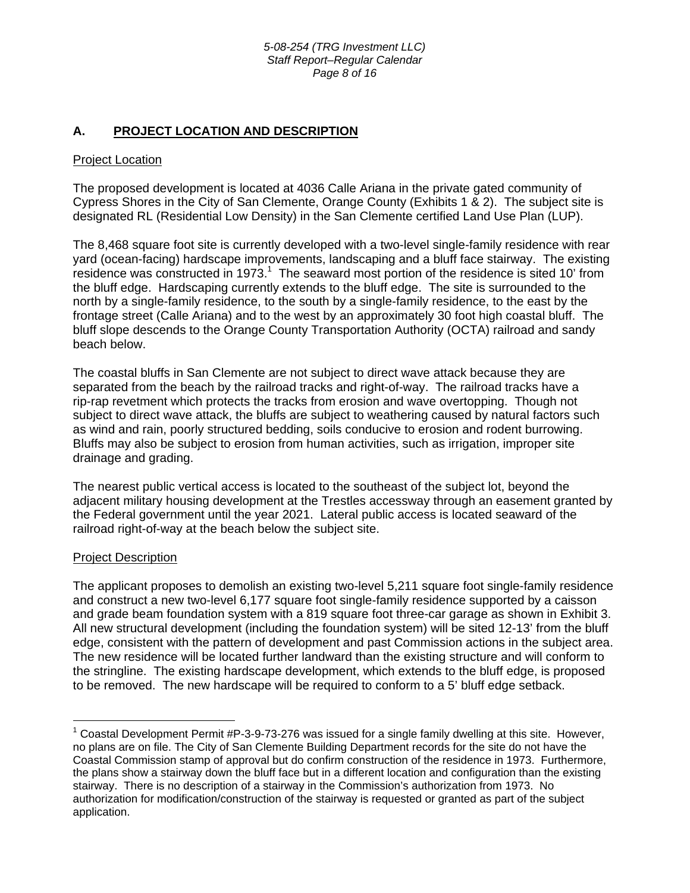## A. PROJECT LOCATION AND DESCRIPTION

Project Location

The proposed development is located at 4036 Calle Ariana in the private gated community of Cypress Shores in the City of San Clemente, Orange County (Exhibits 1 & 2). The subject site is designated RL (Residential Low Density) in the San Clemente certified Land Use Plan (LUP).

The 8,468 square foot site is currently developed with a two-level single-family residence with rear yard (ocean-facing) hardscape improvements, landscaping and a bluff face stairway. The existing residence was constructed in 1973.[1] The seaward most portion of the residence is sited 10' from the bluff edge. Hardscaping currently extends to the bluff edge. The site is surrounded to the north by a single-family residence, to the south by a single-family residence, to the east by the frontage street (Calle Ariana) and to the west by an approximately 30 foot high coastal bluff. The bluff slope descends to the Orange County Transportation Authority (OCTA) railroad and sandy beach below.

The coastal bluffs in San Clemente are not subject to direct wave attack because they are separated from the beach by the railroad tracks and right-of-way. The railroad tracks have a rip-rap revetment which protects the tracks from erosion and wave overtopping. Though not subject to direct wave attack, the bluffs are subject to weathering caused by natural factors such as wind and rain, poorly structured bedding, soils conducive to erosion and rodent burrowing. Bluffs may also be subject to erosion from human activities, such as irrigation, improper site drainage and grading.

The nearest public vertical access is located to the southeast of the subject lot, beyond the adjacent military housing development at the Trestles accessway through an easement granted by the Federal government until the year 2021. Lateral public access is located seaward of the railroad right-of-way at the beach below the subject site.

Project Description

The applicant proposes to demolish an existing two-level 5,211 square foot single-family residence and construct a new two-level 6,177 square foot single-family residence supported by a caisson and grade beam foundation system with a 819 square foot three-car garage as shown in Exhibit 3. All new structural development (including the foundation system) will be sited 12-13' from the bluff edge, consistent with the pattern of development and past Commission actions in the subject area. The new residence will be located further landward than the existing structure and will conform to the stringline. The existing hardscape development, which extends to the bluff edge, is proposed to be removed. The new hardscape will be required to conform to a 5' bluff edge setback.

---

[1] Coastal Development Permit #P-3-9-73-276 was issued for a single family dwelling at this site. However, no plans are on file. The City of San Clemente Building Department records for the site do not have the Coastal Commission stamp of approval but do confirm construction of the residence in 1973. Furthermore, the plans show a stairway down the bluff face but in a different location and configuration than the existing stairway. There is no description of a stairway in the Commission's authorization from 1973. No authorization for modification/construction of the stairway is requested or granted as part of the subject application.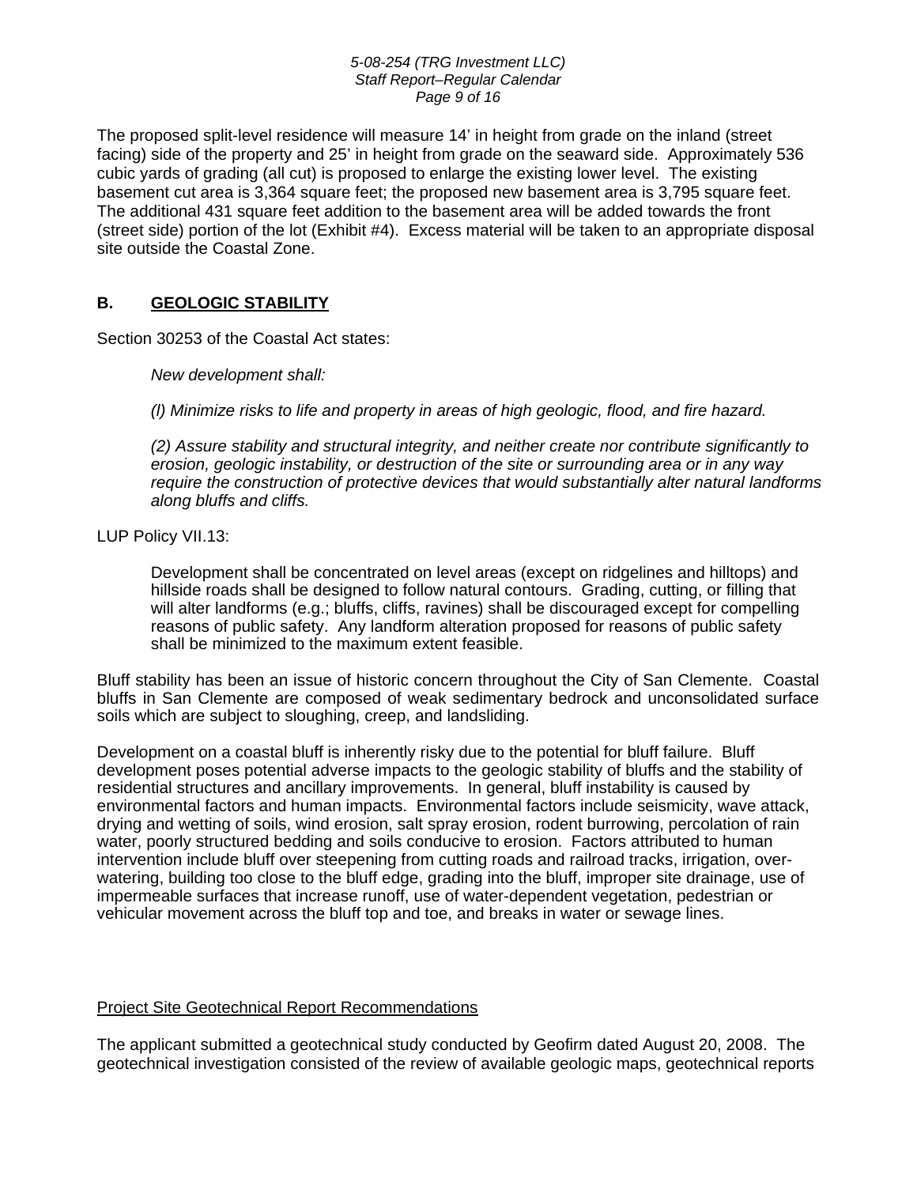The proposed split-level residence will measure 14' in height from grade on the inland (street facing) side of the property and 25' in height from grade on the seaward side. Approximately 536 cubic yards of grading (all cut) is proposed to enlarge the existing lower level. The existing basement cut area is 3,364 square feet; the proposed new basement area is 3,795 square feet. The additional 431 square feet addition to the basement area will be added towards the front (street side) portion of the lot (Exhibit #4). Excess material will be taken to an appropriate disposal site outside the Coastal Zone.

## B. GEOLOGIC STABILITY

Section 30253 of the Coastal Act states:

> *New development shall:*
>
> *(l) Minimize risks to life and property in areas of high geologic, flood, and fire hazard.*
>
> *(2) Assure stability and structural integrity, and neither create nor contribute significantly to erosion, geologic instability, or destruction of the site or surrounding area or in any way require the construction of protective devices that would substantially alter natural landforms along bluffs and cliffs.*

LUP Policy VII.13:

> Development shall be concentrated on level areas (except on ridgelines and hilltops) and hillside roads shall be designed to follow natural contours. Grading, cutting, or filling that will alter landforms (e.g.; bluffs, cliffs, ravines) shall be discouraged except for compelling reasons of public safety. Any landform alteration proposed for reasons of public safety shall be minimized to the maximum extent feasible.

Bluff stability has been an issue of historic concern throughout the City of San Clemente. Coastal bluffs in San Clemente are composed of weak sedimentary bedrock and unconsolidated surface soils which are subject to sloughing, creep, and landsliding.

Development on a coastal bluff is inherently risky due to the potential for bluff failure. Bluff development poses potential adverse impacts to the geologic stability of bluffs and the stability of residential structures and ancillary improvements. In general, bluff instability is caused by environmental factors and human impacts. Environmental factors include seismicity, wave attack, drying and wetting of soils, wind erosion, salt spray erosion, rodent burrowing, percolation of rain water, poorly structured bedding and soils conducive to erosion. Factors attributed to human intervention include bluff over steepening from cutting roads and railroad tracks, irrigation, over-watering, building too close to the bluff edge, grading into the bluff, improper site drainage, use of impermeable surfaces that increase runoff, use of water-dependent vegetation, pedestrian or vehicular movement across the bluff top and toe, and breaks in water or sewage lines.

<u>Project Site Geotechnical Report Recommendations</u>

The applicant submitted a geotechnical study conducted by Geofirm dated August 20, 2008. The geotechnical investigation consisted of the review of available geologic maps, geotechnical reports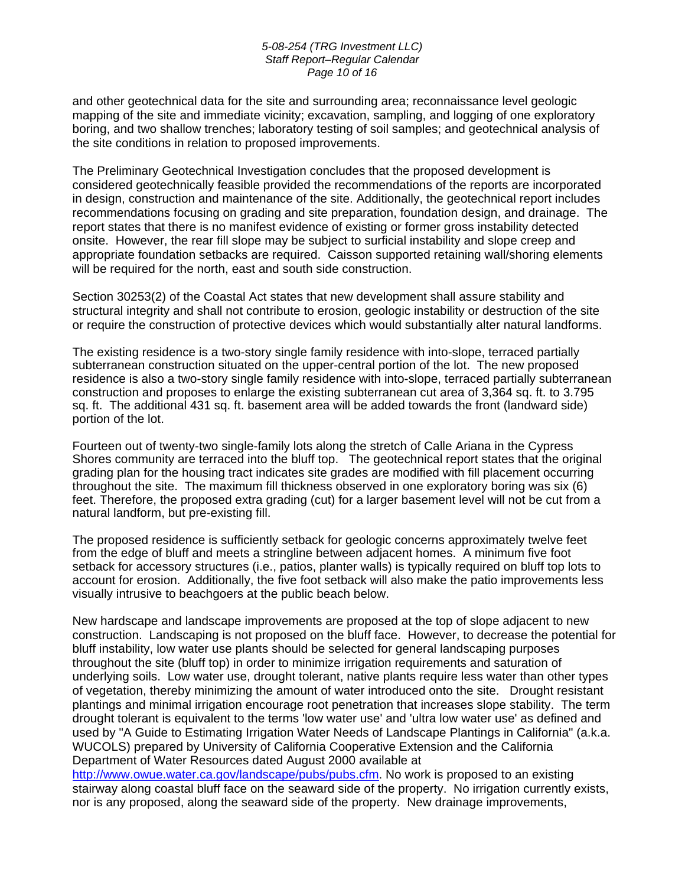and other geotechnical data for the site and surrounding area; reconnaissance level geologic mapping of the site and immediate vicinity; excavation, sampling, and logging of one exploratory boring, and two shallow trenches; laboratory testing of soil samples; and geotechnical analysis of the site conditions in relation to proposed improvements.

The Preliminary Geotechnical Investigation concludes that the proposed development is considered geotechnically feasible provided the recommendations of the reports are incorporated in design, construction and maintenance of the site. Additionally, the geotechnical report includes recommendations focusing on grading and site preparation, foundation design, and drainage. The report states that there is no manifest evidence of existing or former gross instability detected onsite. However, the rear fill slope may be subject to surficial instability and slope creep and appropriate foundation setbacks are required. Caisson supported retaining wall/shoring elements will be required for the north, east and south side construction.

Section 30253(2) of the Coastal Act states that new development shall assure stability and structural integrity and shall not contribute to erosion, geologic instability or destruction of the site or require the construction of protective devices which would substantially alter natural landforms.

The existing residence is a two-story single family residence with into-slope, terraced partially subterranean construction situated on the upper-central portion of the lot. The new proposed residence is also a two-story single family residence with into-slope, terraced partially subterranean construction and proposes to enlarge the existing subterranean cut area of 3,364 sq. ft. to 3.795 sq. ft. The additional 431 sq. ft. basement area will be added towards the front (landward side) portion of the lot.

Fourteen out of twenty-two single-family lots along the stretch of Calle Ariana in the Cypress Shores community are terraced into the bluff top. The geotechnical report states that the original grading plan for the housing tract indicates site grades are modified with fill placement occurring throughout the site. The maximum fill thickness observed in one exploratory boring was six (6) feet. Therefore, the proposed extra grading (cut) for a larger basement level will not be cut from a natural landform, but pre-existing fill.

The proposed residence is sufficiently setback for geologic concerns approximately twelve feet from the edge of bluff and meets a stringline between adjacent homes. A minimum five foot setback for accessory structures (i.e., patios, planter walls) is typically required on bluff top lots to account for erosion. Additionally, the five foot setback will also make the patio improvements less visually intrusive to beachgoers at the public beach below.

New hardscape and landscape improvements are proposed at the top of slope adjacent to new construction. Landscaping is not proposed on the bluff face. However, to decrease the potential for bluff instability, low water use plants should be selected for general landscaping purposes throughout the site (bluff top) in order to minimize irrigation requirements and saturation of underlying soils. Low water use, drought tolerant, native plants require less water than other types of vegetation, thereby minimizing the amount of water introduced onto the site. Drought resistant plantings and minimal irrigation encourage root penetration that increases slope stability. The term drought tolerant is equivalent to the terms 'low water use' and 'ultra low water use' as defined and used by "A Guide to Estimating Irrigation Water Needs of Landscape Plantings in California" (a.k.a. WUCOLS) prepared by University of California Cooperative Extension and the California Department of Water Resources dated August 2000 available at http://www.owue.water.ca.gov/landscape/pubs/pubs.cfm. No work is proposed to an existing stairway along coastal bluff face on the seaward side of the property. No irrigation currently exists, nor is any proposed, along the seaward side of the property. New drainage improvements,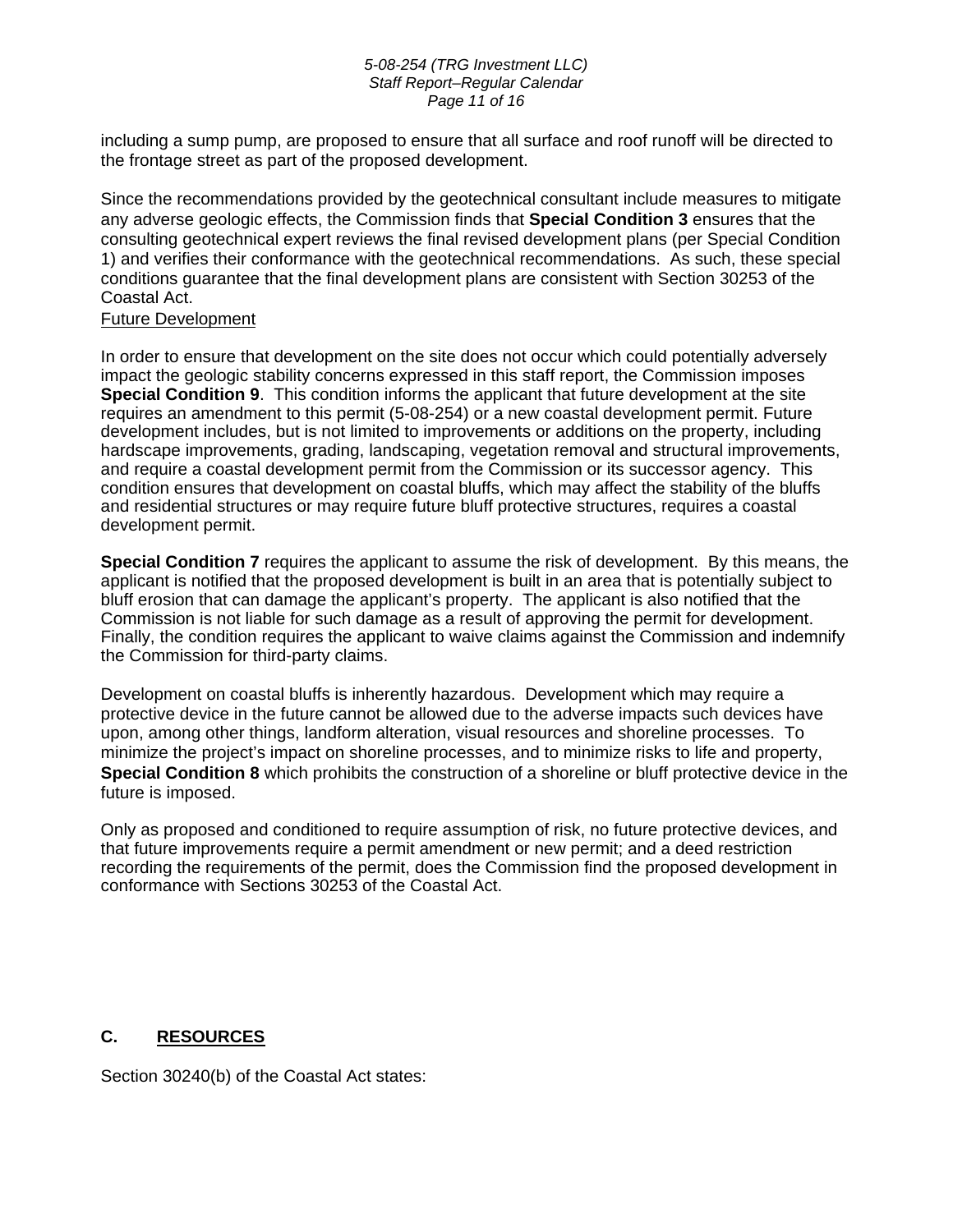including a sump pump, are proposed to ensure that all surface and roof runoff will be directed to the frontage street as part of the proposed development.

Since the recommendations provided by the geotechnical consultant include measures to mitigate any adverse geologic effects, the Commission finds that **Special Condition 3** ensures that the consulting geotechnical expert reviews the final revised development plans (per Special Condition 1) and verifies their conformance with the geotechnical recommendations. As such, these special conditions guarantee that the final development plans are consistent with Section 30253 of the Coastal Act.

<u>Future Development</u>

In order to ensure that development on the site does not occur which could potentially adversely impact the geologic stability concerns expressed in this staff report, the Commission imposes **Special Condition 9**. This condition informs the applicant that future development at the site requires an amendment to this permit (5-08-254) or a new coastal development permit. Future development includes, but is not limited to improvements or additions on the property, including hardscape improvements, grading, landscaping, vegetation removal and structural improvements, and require a coastal development permit from the Commission or its successor agency. This condition ensures that development on coastal bluffs, which may affect the stability of the bluffs and residential structures or may require future bluff protective structures, requires a coastal development permit.

**Special Condition 7** requires the applicant to assume the risk of development. By this means, the applicant is notified that the proposed development is built in an area that is potentially subject to bluff erosion that can damage the applicant's property. The applicant is also notified that the Commission is not liable for such damage as a result of approving the permit for development. Finally, the condition requires the applicant to waive claims against the Commission and indemnify the Commission for third-party claims.

Development on coastal bluffs is inherently hazardous. Development which may require a protective device in the future cannot be allowed due to the adverse impacts such devices have upon, among other things, landform alteration, visual resources and shoreline processes. To minimize the project's impact on shoreline processes, and to minimize risks to life and property, **Special Condition 8** which prohibits the construction of a shoreline or bluff protective device in the future is imposed.

Only as proposed and conditioned to require assumption of risk, no future protective devices, and that future improvements require a permit amendment or new permit; and a deed restriction recording the requirements of the permit, does the Commission find the proposed development in conformance with Sections 30253 of the Coastal Act.

## C. <u>RESOURCES</u>

Section 30240(b) of the Coastal Act states: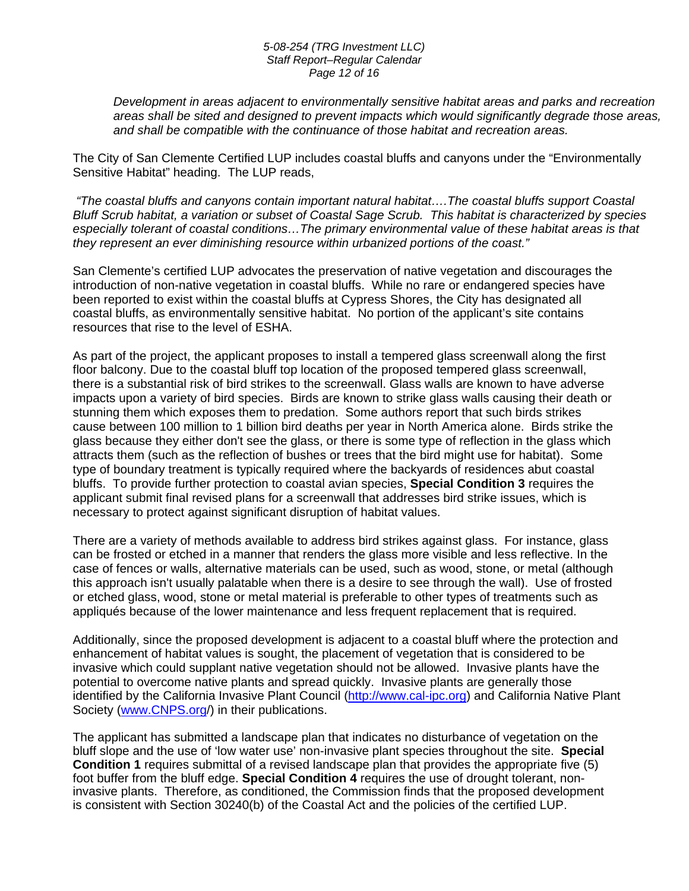*Development in areas adjacent to environmentally sensitive habitat areas and parks and recreation areas shall be sited and designed to prevent impacts which would significantly degrade those areas, and shall be compatible with the continuance of those habitat and recreation areas.*

The City of San Clemente Certified LUP includes coastal bluffs and canyons under the "Environmentally Sensitive Habitat" heading. The LUP reads,

*"The coastal bluffs and canyons contain important natural habitat….The coastal bluffs support Coastal Bluff Scrub habitat, a variation or subset of Coastal Sage Scrub. This habitat is characterized by species especially tolerant of coastal conditions…The primary environmental value of these habitat areas is that they represent an ever diminishing resource within urbanized portions of the coast."*

San Clemente's certified LUP advocates the preservation of native vegetation and discourages the introduction of non-native vegetation in coastal bluffs. While no rare or endangered species have been reported to exist within the coastal bluffs at Cypress Shores, the City has designated all coastal bluffs, as environmentally sensitive habitat. No portion of the applicant's site contains resources that rise to the level of ESHA.

As part of the project, the applicant proposes to install a tempered glass screenwall along the first floor balcony. Due to the coastal bluff top location of the proposed tempered glass screenwall, there is a substantial risk of bird strikes to the screenwall. Glass walls are known to have adverse impacts upon a variety of bird species. Birds are known to strike glass walls causing their death or stunning them which exposes them to predation. Some authors report that such birds strikes cause between 100 million to 1 billion bird deaths per year in North America alone. Birds strike the glass because they either don't see the glass, or there is some type of reflection in the glass which attracts them (such as the reflection of bushes or trees that the bird might use for habitat). Some type of boundary treatment is typically required where the backyards of residences abut coastal bluffs. To provide further protection to coastal avian species, **Special Condition 3** requires the applicant submit final revised plans for a screenwall that addresses bird strike issues, which is necessary to protect against significant disruption of habitat values.

There are a variety of methods available to address bird strikes against glass. For instance, glass can be frosted or etched in a manner that renders the glass more visible and less reflective. In the case of fences or walls, alternative materials can be used, such as wood, stone, or metal (although this approach isn't usually palatable when there is a desire to see through the wall). Use of frosted or etched glass, wood, stone or metal material is preferable to other types of treatments such as appliqués because of the lower maintenance and less frequent replacement that is required.

Additionally, since the proposed development is adjacent to a coastal bluff where the protection and enhancement of habitat values is sought, the placement of vegetation that is considered to be invasive which could supplant native vegetation should not be allowed. Invasive plants have the potential to overcome native plants and spread quickly. Invasive plants are generally those identified by the California Invasive Plant Council (http://www.cal-ipc.org) and California Native Plant Society (www.CNPS.org/) in their publications.

The applicant has submitted a landscape plan that indicates no disturbance of vegetation on the bluff slope and the use of 'low water use' non-invasive plant species throughout the site. **Special Condition 1** requires submittal of a revised landscape plan that provides the appropriate five (5) foot buffer from the bluff edge. **Special Condition 4** requires the use of drought tolerant, non-invasive plants. Therefore, as conditioned, the Commission finds that the proposed development is consistent with Section 30240(b) of the Coastal Act and the policies of the certified LUP.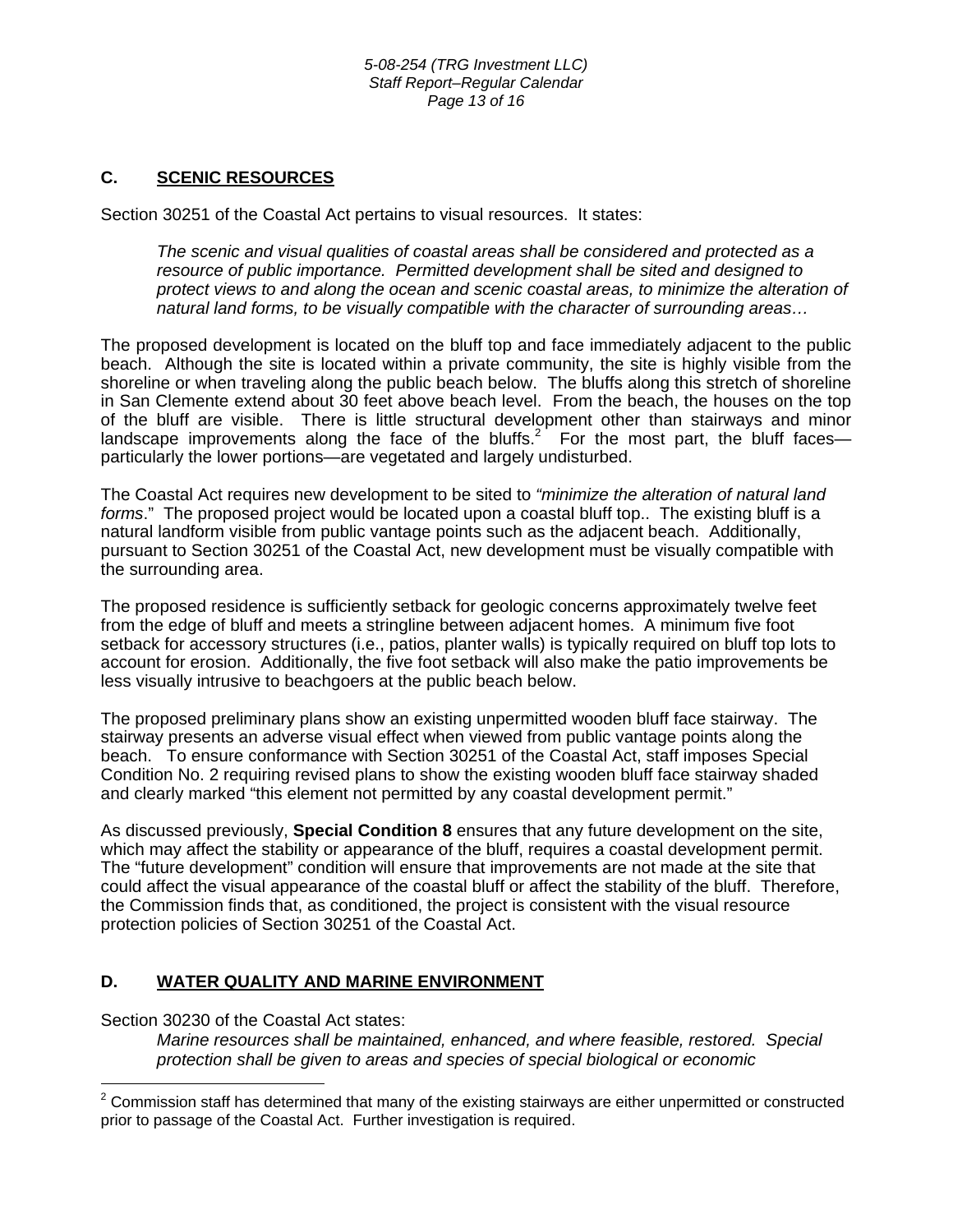## C. SCENIC RESOURCES

Section 30251 of the Coastal Act pertains to visual resources. It states:

> *The scenic and visual qualities of coastal areas shall be considered and protected as a resource of public importance. Permitted development shall be sited and designed to protect views to and along the ocean and scenic coastal areas, to minimize the alteration of natural land forms, to be visually compatible with the character of surrounding areas…*

The proposed development is located on the bluff top and face immediately adjacent to the public beach. Although the site is located within a private community, the site is highly visible from the shoreline or when traveling along the public beach below. The bluffs along this stretch of shoreline in San Clemente extend about 30 feet above beach level. From the beach, the houses on the top of the bluff are visible. There is little structural development other than stairways and minor landscape improvements along the face of the bluffs.[2] For the most part, the bluff faces—particularly the lower portions—are vegetated and largely undisturbed.

The Coastal Act requires new development to be sited to *"minimize the alteration of natural land forms*." The proposed project would be located upon a coastal bluff top.. The existing bluff is a natural landform visible from public vantage points such as the adjacent beach. Additionally, pursuant to Section 30251 of the Coastal Act, new development must be visually compatible with the surrounding area.

The proposed residence is sufficiently setback for geologic concerns approximately twelve feet from the edge of bluff and meets a stringline between adjacent homes. A minimum five foot setback for accessory structures (i.e., patios, planter walls) is typically required on bluff top lots to account for erosion. Additionally, the five foot setback will also make the patio improvements be less visually intrusive to beachgoers at the public beach below.

The proposed preliminary plans show an existing unpermitted wooden bluff face stairway. The stairway presents an adverse visual effect when viewed from public vantage points along the beach. To ensure conformance with Section 30251 of the Coastal Act, staff imposes Special Condition No. 2 requiring revised plans to show the existing wooden bluff face stairway shaded and clearly marked "this element not permitted by any coastal development permit."

As discussed previously, **Special Condition 8** ensures that any future development on the site, which may affect the stability or appearance of the bluff, requires a coastal development permit. The "future development" condition will ensure that improvements are not made at the site that could affect the visual appearance of the coastal bluff or affect the stability of the bluff. Therefore, the Commission finds that, as conditioned, the project is consistent with the visual resource protection policies of Section 30251 of the Coastal Act.

## D. WATER QUALITY AND MARINE ENVIRONMENT

Section 30230 of the Coastal Act states:

> *Marine resources shall be maintained, enhanced, and where feasible, restored. Special protection shall be given to areas and species of special biological or economic*

[2] Commission staff has determined that many of the existing stairways are either unpermitted or constructed prior to passage of the Coastal Act. Further investigation is required.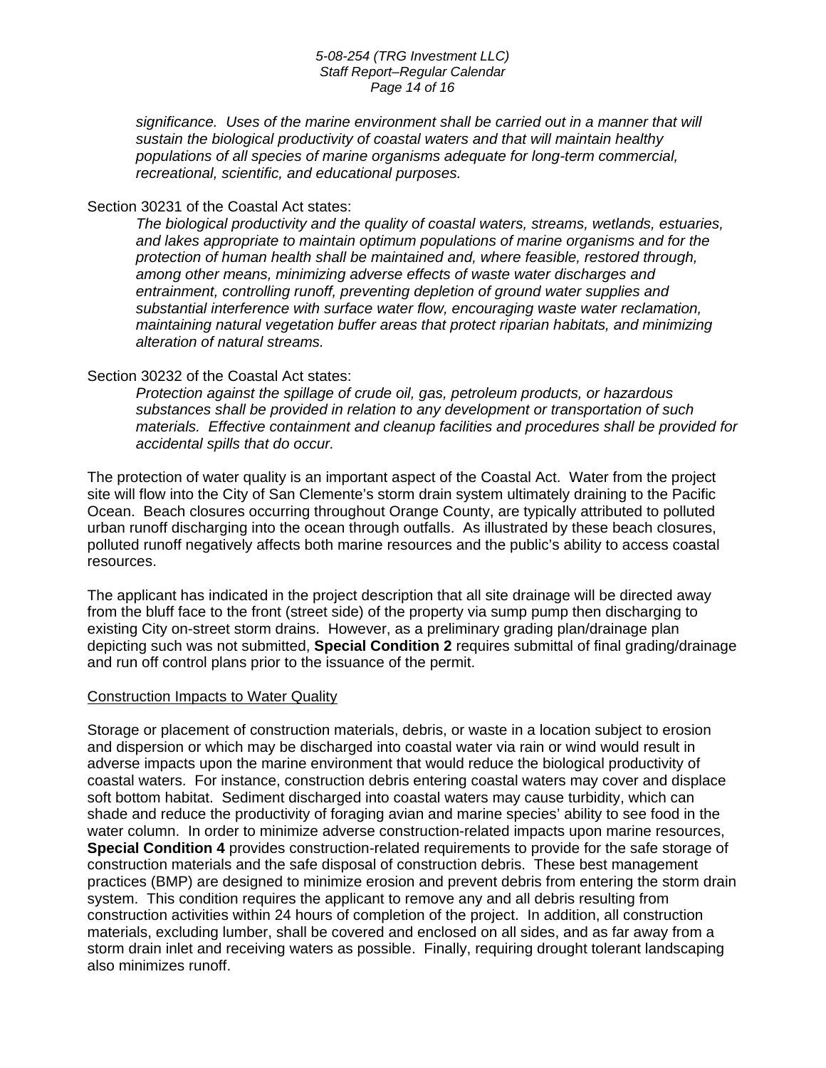*significance. Uses of the marine environment shall be carried out in a manner that will sustain the biological productivity of coastal waters and that will maintain healthy populations of all species of marine organisms adequate for long-term commercial, recreational, scientific, and educational purposes.*

Section 30231 of the Coastal Act states:

> *The biological productivity and the quality of coastal waters, streams, wetlands, estuaries, and lakes appropriate to maintain optimum populations of marine organisms and for the protection of human health shall be maintained and, where feasible, restored through, among other means, minimizing adverse effects of waste water discharges and entrainment, controlling runoff, preventing depletion of ground water supplies and substantial interference with surface water flow, encouraging waste water reclamation, maintaining natural vegetation buffer areas that protect riparian habitats, and minimizing alteration of natural streams.*

Section 30232 of the Coastal Act states:

> *Protection against the spillage of crude oil, gas, petroleum products, or hazardous substances shall be provided in relation to any development or transportation of such materials. Effective containment and cleanup facilities and procedures shall be provided for accidental spills that do occur.*

The protection of water quality is an important aspect of the Coastal Act. Water from the project site will flow into the City of San Clemente's storm drain system ultimately draining to the Pacific Ocean. Beach closures occurring throughout Orange County, are typically attributed to polluted urban runoff discharging into the ocean through outfalls. As illustrated by these beach closures, polluted runoff negatively affects both marine resources and the public's ability to access coastal resources.

The applicant has indicated in the project description that all site drainage will be directed away from the bluff face to the front (street side) of the property via sump pump then discharging to existing City on-street storm drains. However, as a preliminary grading plan/drainage plan depicting such was not submitted, **Special Condition 2** requires submittal of final grading/drainage and run off control plans prior to the issuance of the permit.

<u>Construction Impacts to Water Quality</u>

Storage or placement of construction materials, debris, or waste in a location subject to erosion and dispersion or which may be discharged into coastal water via rain or wind would result in adverse impacts upon the marine environment that would reduce the biological productivity of coastal waters. For instance, construction debris entering coastal waters may cover and displace soft bottom habitat. Sediment discharged into coastal waters may cause turbidity, which can shade and reduce the productivity of foraging avian and marine species' ability to see food in the water column. In order to minimize adverse construction-related impacts upon marine resources, **Special Condition 4** provides construction-related requirements to provide for the safe storage of construction materials and the safe disposal of construction debris. These best management practices (BMP) are designed to minimize erosion and prevent debris from entering the storm drain system. This condition requires the applicant to remove any and all debris resulting from construction activities within 24 hours of completion of the project. In addition, all construction materials, excluding lumber, shall be covered and enclosed on all sides, and as far away from a storm drain inlet and receiving waters as possible. Finally, requiring drought tolerant landscaping also minimizes runoff.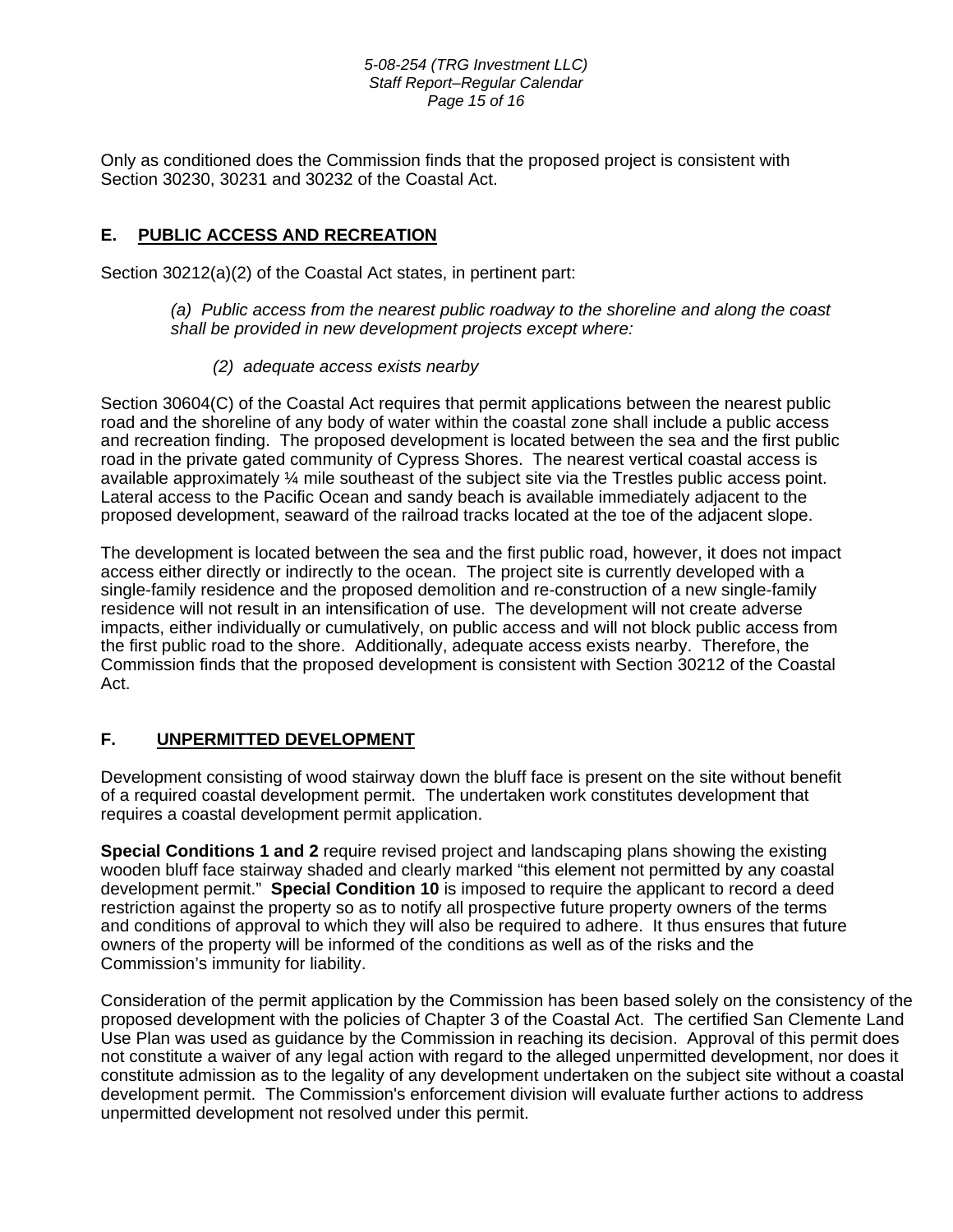Only as conditioned does the Commission finds that the proposed project is consistent with Section 30230, 30231 and 30232 of the Coastal Act.

## E. PUBLIC ACCESS AND RECREATION

Section 30212(a)(2) of the Coastal Act states, in pertinent part:

> *(a) Public access from the nearest public roadway to the shoreline and along the coast shall be provided in new development projects except where:*
>
> > *(2) adequate access exists nearby*

Section 30604(C) of the Coastal Act requires that permit applications between the nearest public road and the shoreline of any body of water within the coastal zone shall include a public access and recreation finding. The proposed development is located between the sea and the first public road in the private gated community of Cypress Shores. The nearest vertical coastal access is available approximately ¼ mile southeast of the subject site via the Trestles public access point. Lateral access to the Pacific Ocean and sandy beach is available immediately adjacent to the proposed development, seaward of the railroad tracks located at the toe of the adjacent slope.

The development is located between the sea and the first public road, however, it does not impact access either directly or indirectly to the ocean. The project site is currently developed with a single-family residence and the proposed demolition and re-construction of a new single-family residence will not result in an intensification of use. The development will not create adverse impacts, either individually or cumulatively, on public access and will not block public access from the first public road to the shore. Additionally, adequate access exists nearby. Therefore, the Commission finds that the proposed development is consistent with Section 30212 of the Coastal Act.

## F. UNPERMITTED DEVELOPMENT

Development consisting of wood stairway down the bluff face is present on the site without benefit of a required coastal development permit. The undertaken work constitutes development that requires a coastal development permit application.

**Special Conditions 1 and 2** require revised project and landscaping plans showing the existing wooden bluff face stairway shaded and clearly marked "this element not permitted by any coastal development permit." **Special Condition 10** is imposed to require the applicant to record a deed restriction against the property so as to notify all prospective future property owners of the terms and conditions of approval to which they will also be required to adhere. It thus ensures that future owners of the property will be informed of the conditions as well as of the risks and the Commission's immunity for liability.

Consideration of the permit application by the Commission has been based solely on the consistency of the proposed development with the policies of Chapter 3 of the Coastal Act. The certified San Clemente Land Use Plan was used as guidance by the Commission in reaching its decision. Approval of this permit does not constitute a waiver of any legal action with regard to the alleged unpermitted development, nor does it constitute admission as to the legality of any development undertaken on the subject site without a coastal development permit. The Commission's enforcement division will evaluate further actions to address unpermitted development not resolved under this permit.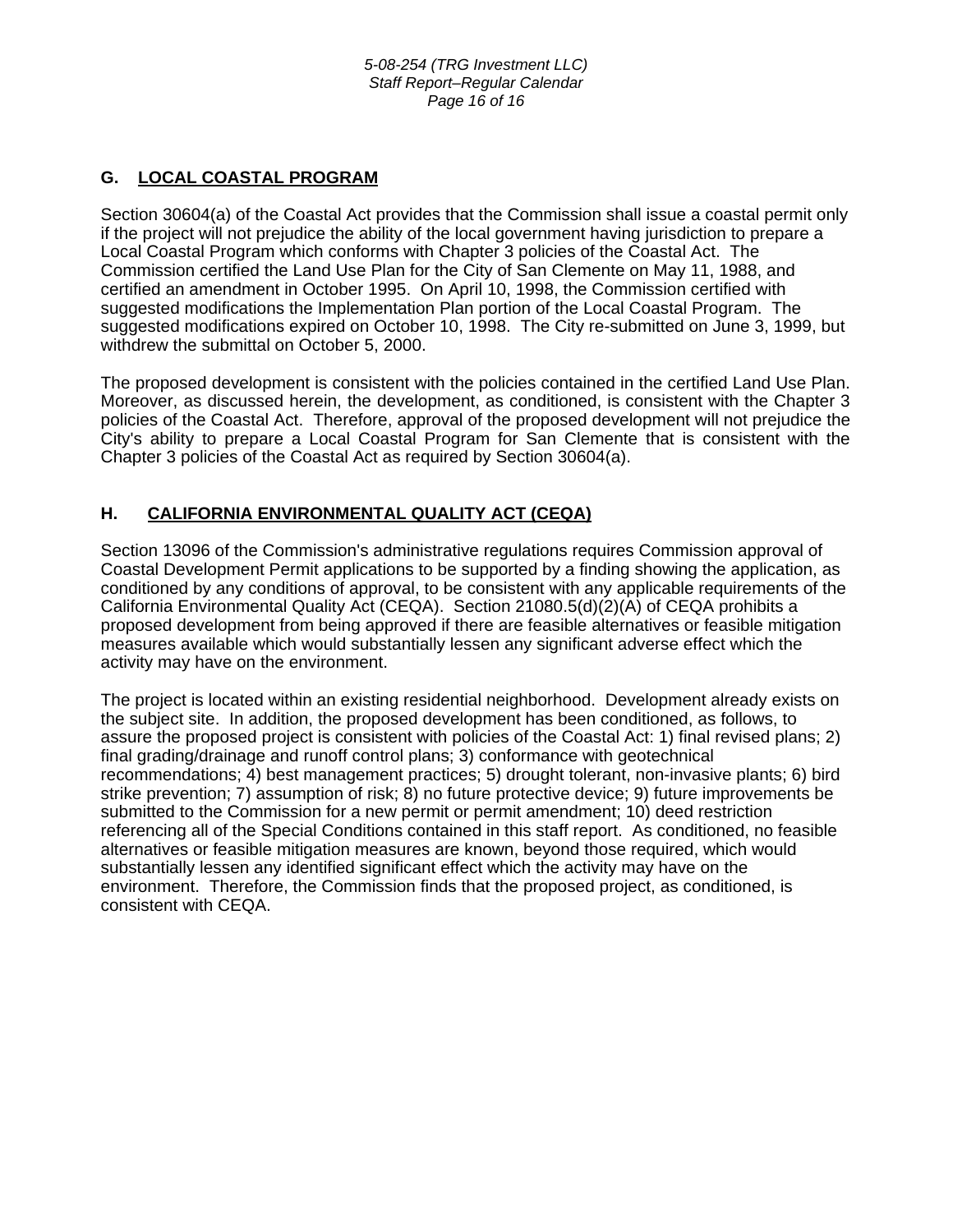## G. LOCAL COASTAL PROGRAM

Section 30604(a) of the Coastal Act provides that the Commission shall issue a coastal permit only if the project will not prejudice the ability of the local government having jurisdiction to prepare a Local Coastal Program which conforms with Chapter 3 policies of the Coastal Act. The Commission certified the Land Use Plan for the City of San Clemente on May 11, 1988, and certified an amendment in October 1995. On April 10, 1998, the Commission certified with suggested modifications the Implementation Plan portion of the Local Coastal Program. The suggested modifications expired on October 10, 1998. The City re-submitted on June 3, 1999, but withdrew the submittal on October 5, 2000.

The proposed development is consistent with the policies contained in the certified Land Use Plan. Moreover, as discussed herein, the development, as conditioned, is consistent with the Chapter 3 policies of the Coastal Act. Therefore, approval of the proposed development will not prejudice the City's ability to prepare a Local Coastal Program for San Clemente that is consistent with the Chapter 3 policies of the Coastal Act as required by Section 30604(a).

## H. CALIFORNIA ENVIRONMENTAL QUALITY ACT (CEQA)

Section 13096 of the Commission's administrative regulations requires Commission approval of Coastal Development Permit applications to be supported by a finding showing the application, as conditioned by any conditions of approval, to be consistent with any applicable requirements of the California Environmental Quality Act (CEQA). Section 21080.5(d)(2)(A) of CEQA prohibits a proposed development from being approved if there are feasible alternatives or feasible mitigation measures available which would substantially lessen any significant adverse effect which the activity may have on the environment.

The project is located within an existing residential neighborhood. Development already exists on the subject site. In addition, the proposed development has been conditioned, as follows, to assure the proposed project is consistent with policies of the Coastal Act: 1) final revised plans; 2) final grading/drainage and runoff control plans; 3) conformance with geotechnical recommendations; 4) best management practices; 5) drought tolerant, non-invasive plants; 6) bird strike prevention; 7) assumption of risk; 8) no future protective device; 9) future improvements be submitted to the Commission for a new permit or permit amendment; 10) deed restriction referencing all of the Special Conditions contained in this staff report. As conditioned, no feasible alternatives or feasible mitigation measures are known, beyond those required, which would substantially lessen any identified significant effect which the activity may have on the environment. Therefore, the Commission finds that the proposed project, as conditioned, is consistent with CEQA.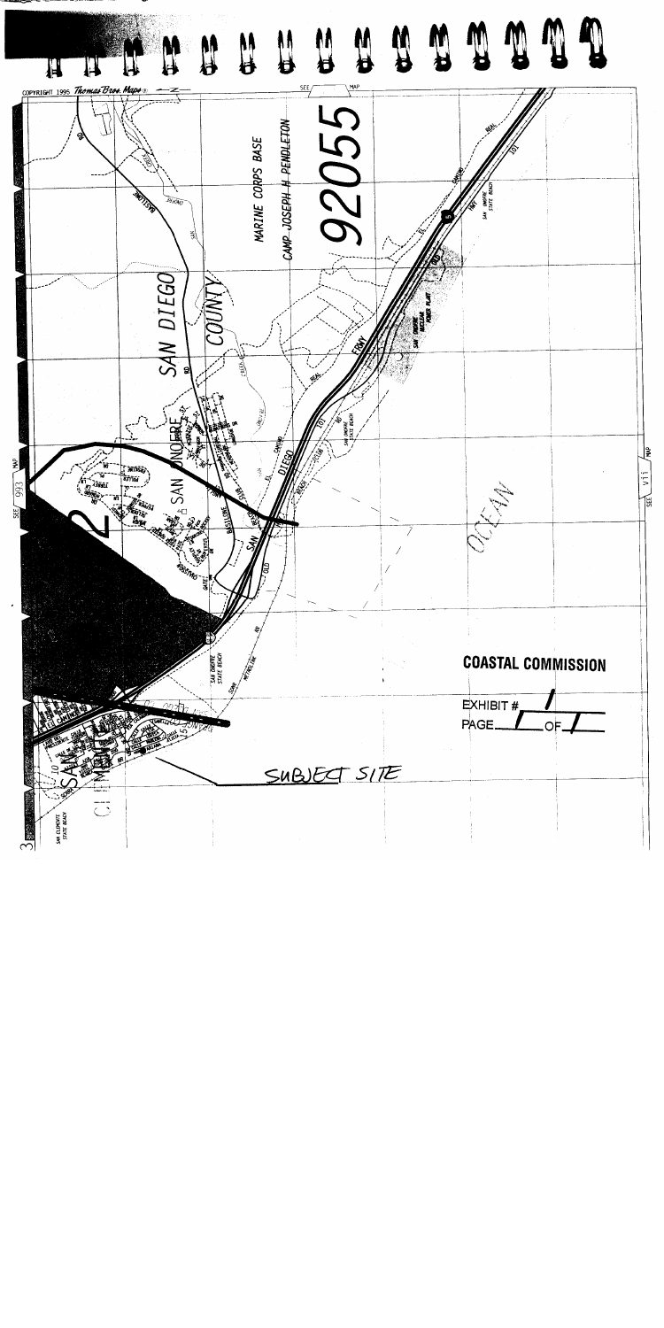COPYRIGHT 1995 *Thomas Bros. Maps*

MARINE CORPS BASE

CAMP JOSEPH H PENDLETON

92055

SAN DIEGO

COUNTY

SAN ONOFRE

OCEAN

**COASTAL COMMISSION**

EXHIBIT # 1

PAGE 1 OF 1

SUBJECT SITE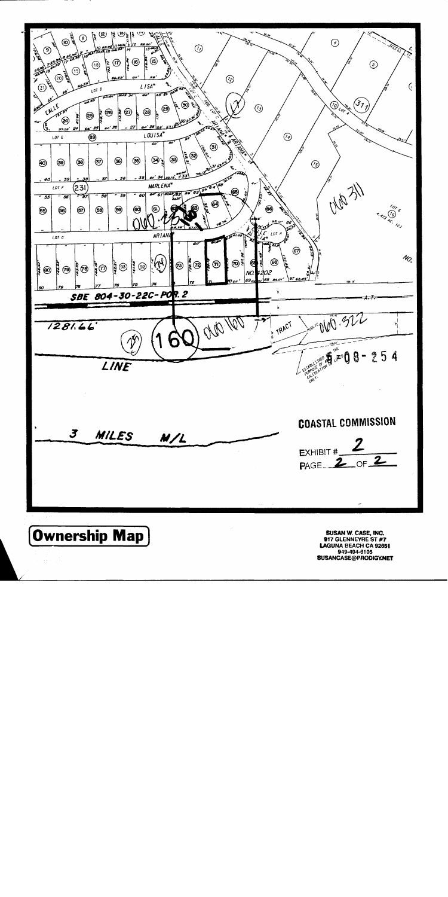COASTAL COMMISSION

EXHIBIT # 2

PAGE 2 OF 2

**Ownership Map**

SUSAN W. CASE, INC.
917 GLENNEYRE ST #7
LAGUNA BEACH CA 92651
949-494-6105
SUSANCASE@PRODIGY.NET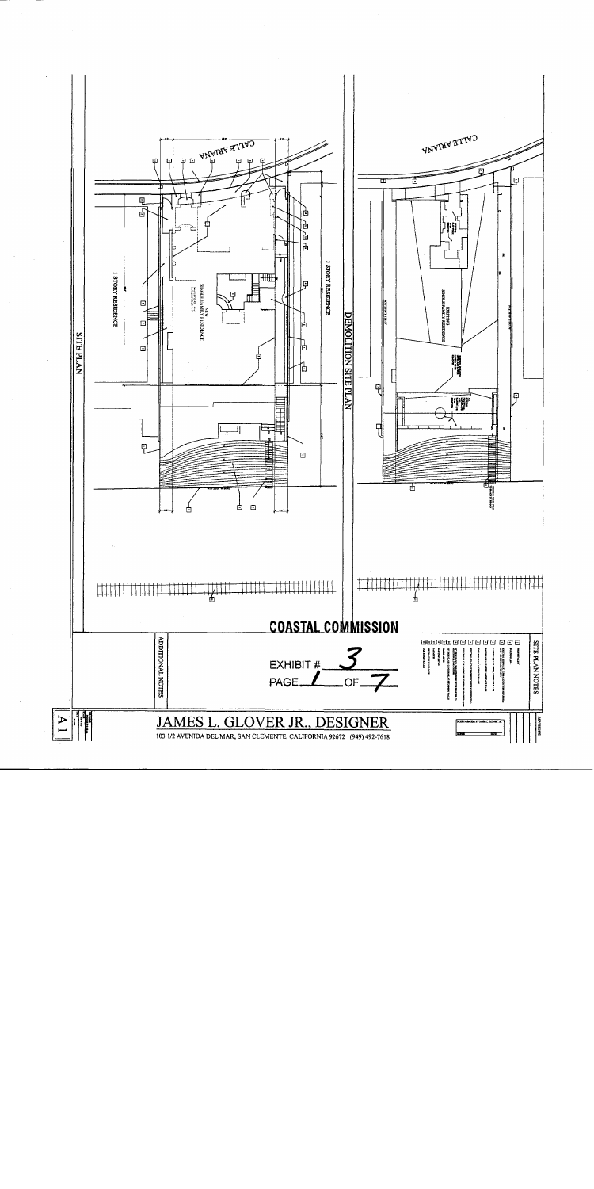CALLE ARIANA

1 STORY RESIDENCE

NEW SINGLE FAMILY RESIDENCE

1 STORY RESIDENCE

SITE PLAN

CALLE ARIANA

EXISTING SINGLE FAMILY RESIDENCE

DEMOLITION SITE PLAN

COASTAL COMMISSION

EXHIBIT # 3

PAGE 1 OF 7

SITE PLAN NOTES

ADDITIONAL NOTES

JAMES L. GLOVER JR., DESIGNER

103 1/2 AVENIDA DEL MAR, SAN CLEMENTE, CALIFORNIA 92672 (949) 492-7618

REVISIONS

A1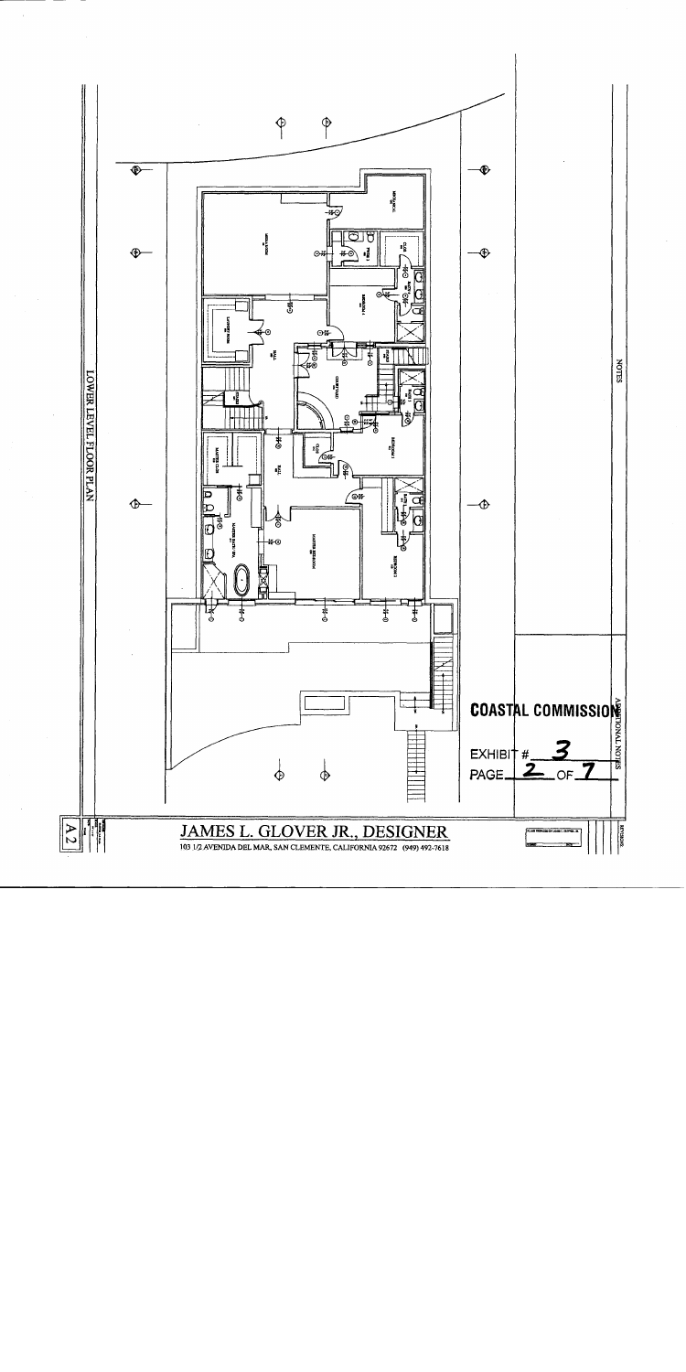LOWER LEVEL FLOOR PLAN

NOTES

COASTAL COMMISSION

EXHIBIT # 3

PAGE 2 OF 7

ADDITIONAL NOTES

JAMES L. GLOVER JR., DESIGNER

103 1/2 AVENIDA DEL MAR, SAN CLEMENTE, CALIFORNIA 92672 (949) 492-7618

A2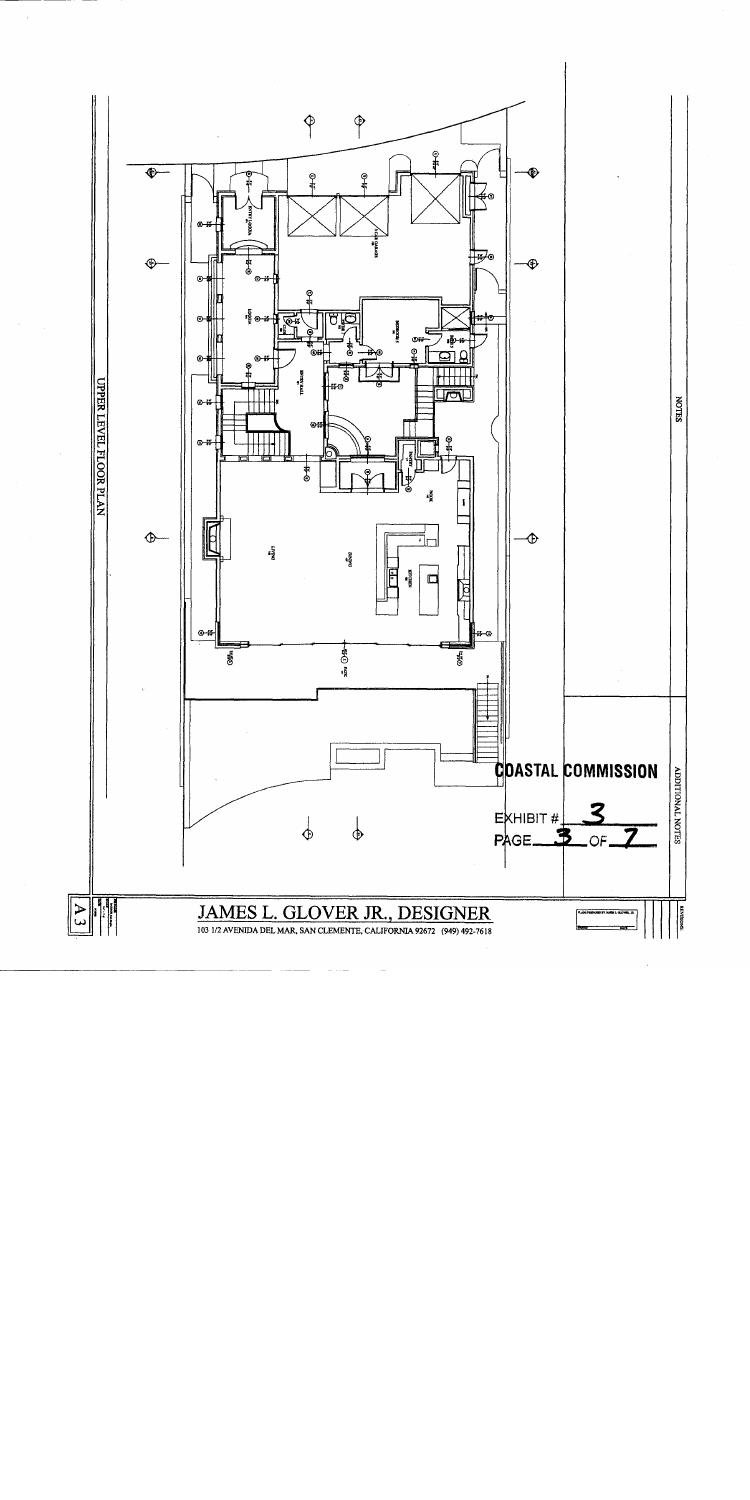UPPER LEVEL FLOOR PLAN

NOTES

ADDITIONAL NOTES

**COASTAL COMMISSION**

EXHIBIT # 3

PAGE 3 OF 7

JAMES L. GLOVER JR., DESIGNER

103 1/2 AVENIDA DEL MAR, SAN CLEMENTE, CALIFORNIA 92672 (949) 492-7618

A3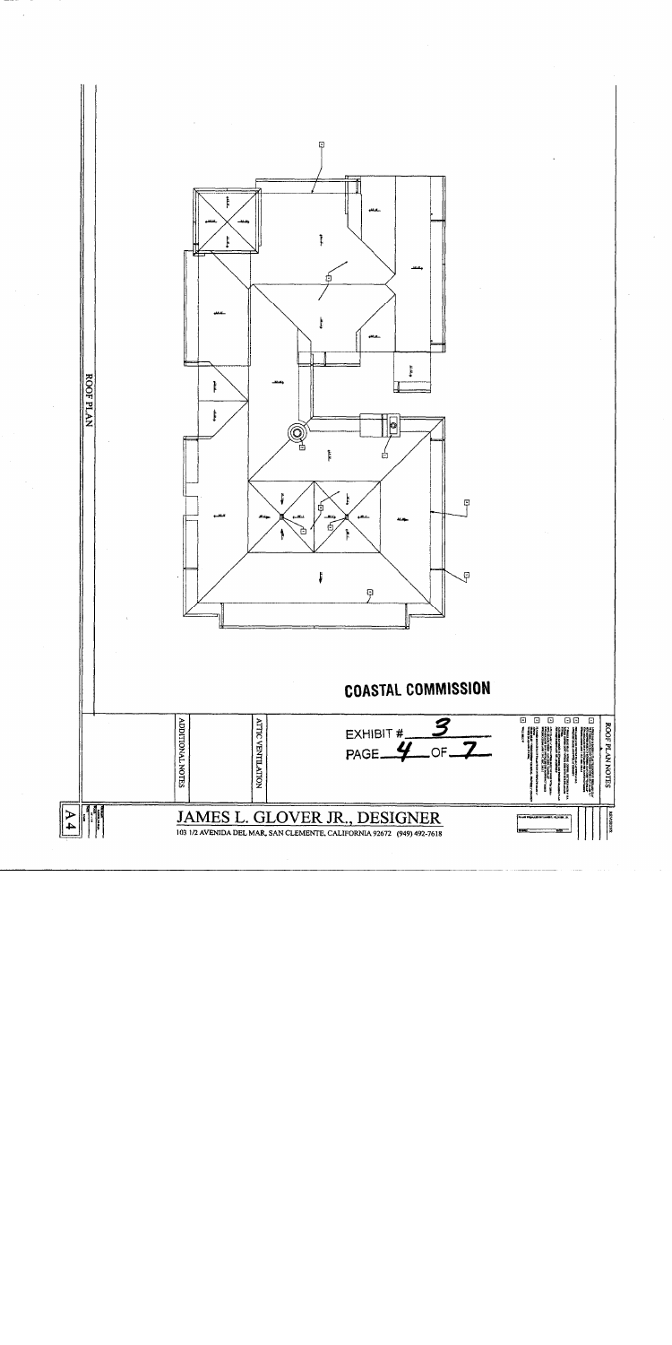ROOF PLAN

COASTAL COMMISSION

EXHIBIT # 3

PAGE 4 OF 7

ROOF PLAN NOTES

ATTIC VENTILATION

ADDITIONAL NOTES

REVISIONS

# JAMES L. GLOVER JR., DESIGNER

103 1/2 AVENIDA DEL MAR, SAN CLEMENTE, CALIFORNIA 92672 (949) 492-7618

A4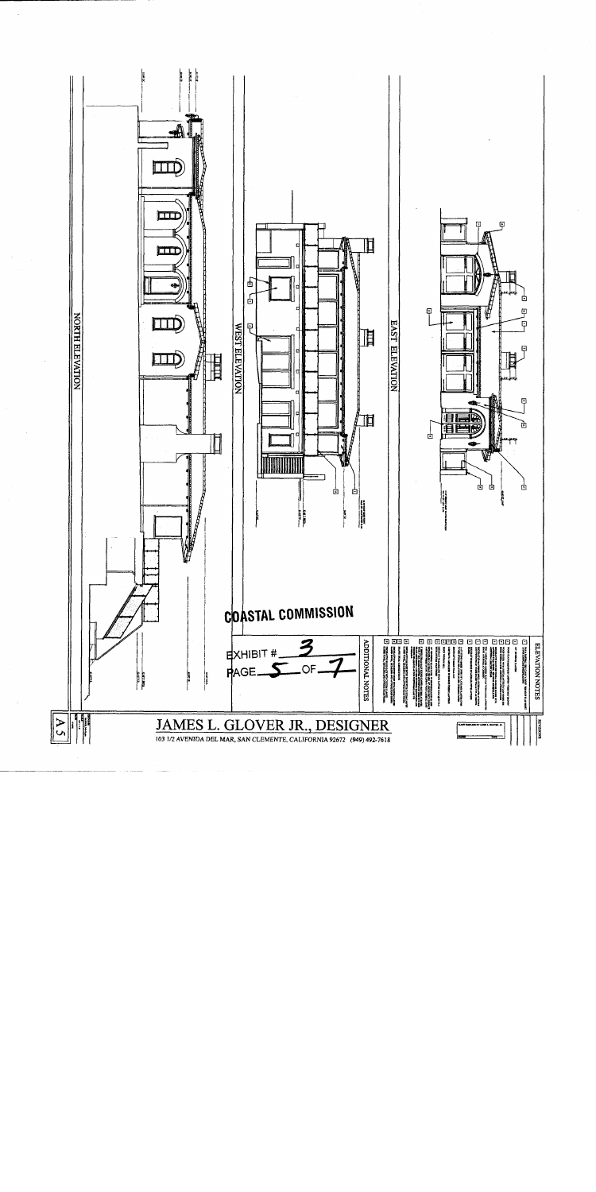NORTH ELEVATION

WEST ELEVATION

EAST ELEVATION

ELEVATION NOTES

ADDITIONAL NOTES

COASTAL COMMISSION

EXHIBIT # 3

PAGE 5 OF 7

JAMES L. GLOVER JR., DESIGNER

103 1/2 AVENIDA DEL MAR, SAN CLEMENTE, CALIFORNIA 92672 (949) 492-7618

A5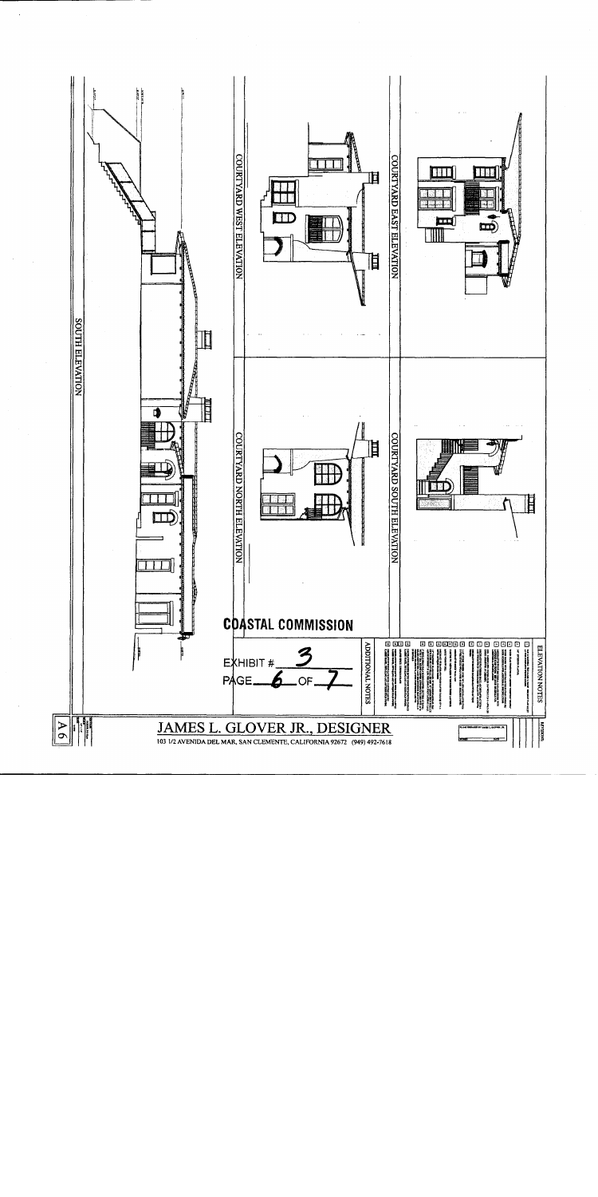COURTYARD WEST ELEVATION

COURTYARD EAST ELEVATION

COURTYARD NORTH ELEVATION

COURTYARD SOUTH ELEVATION

SOUTH ELEVATION

ELEVATION NOTES

ADDITIONAL NOTES

**COASTAL COMMISSION**

EXHIBIT # 3

PAGE 6 OF 7

**JAMES L. GLOVER JR., DESIGNER**

103 1/2 AVENIDA DEL MAR, SAN CLEMENTE, CALIFORNIA 92672 (949) 492-7618

A 6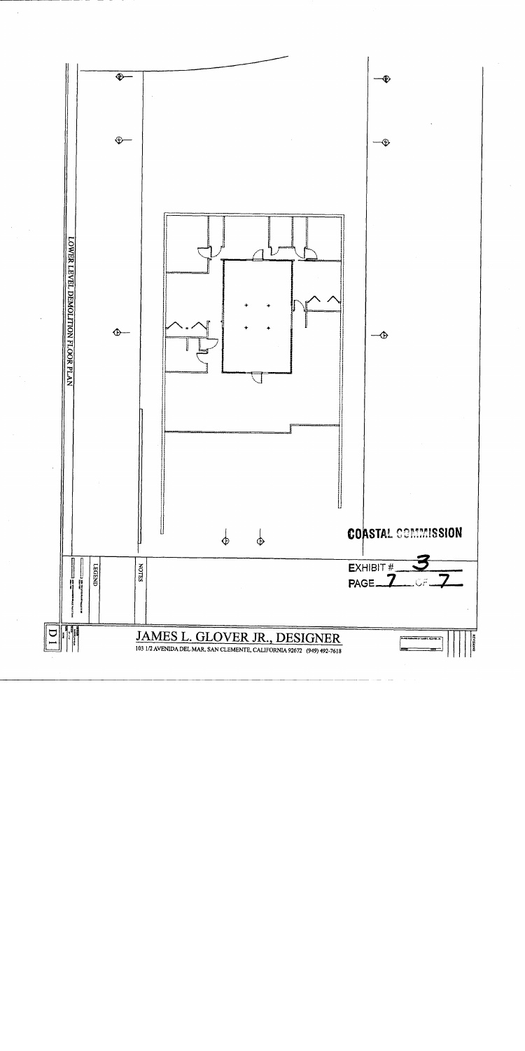LOWER LEVEL DEMOLITION FLOOR PLAN

LEGEND

NOTES

COASTAL COMMISSION

EXHIBIT # 3

PAGE 7 OF 7

JAMES L. GLOVER JR., DESIGNER

103 1/2 AVENIDA DEL MAR, SAN CLEMENTE, CALIFORNIA 92672 (949) 492-7618

D1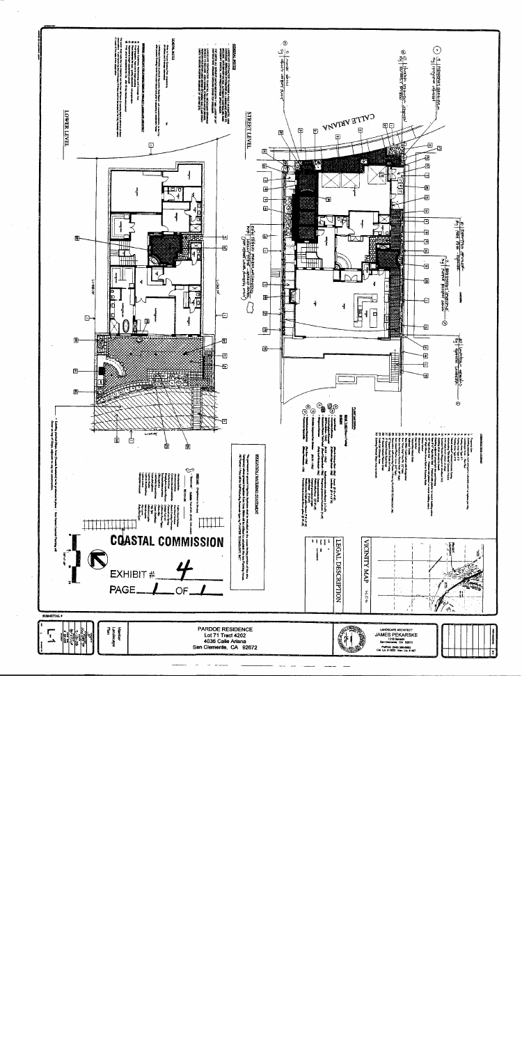STREET LEVEL

LOWER LEVEL

CALLE ARIANA

GENERAL NOTES

CONSTRUCTION LEGEND

PLANT MATERIAL

LEGAL DESCRIPTION

VICINITY MAP

COASTAL COMMISSION

EXHIBIT # 4

PAGE 1 OF 1

LANDSCAPE ARCHITECT
JAMES PEKARSKE

PARDOE RESIDENCE
Lot 71 Tract 4202
4036 Calle Ariana
San Clemente, CA 92672

L-1